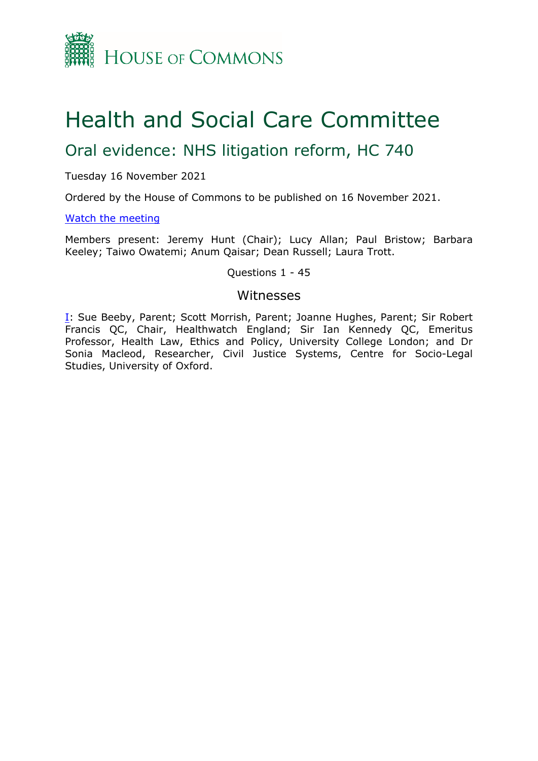House of Commons

# Health and Social Care Committee

## Oral evidence: NHS litigation reform, HC 740

Tuesday 16 November 2021

Ordered by the House of Commons to be published on 16 November 2021.

[Watch the meeting](#)

Members present: Jeremy Hunt (Chair); Lucy Allan; Paul Bristow; Barbara Keeley; Taiwo Owatemi; Anum Qaisar; Dean Russell; Laura Trott.

Questions 1 - 45

### Witnesses

[I](#): Sue Beeby, Parent; Scott Morrish, Parent; Joanne Hughes, Parent; Sir Robert Francis QC, Chair, Healthwatch England; Sir Ian Kennedy QC, Emeritus Professor, Health Law, Ethics and Policy, University College London; and Dr Sonia Macleod, Researcher, Civil Justice Systems, Centre for Socio-Legal Studies, University of Oxford.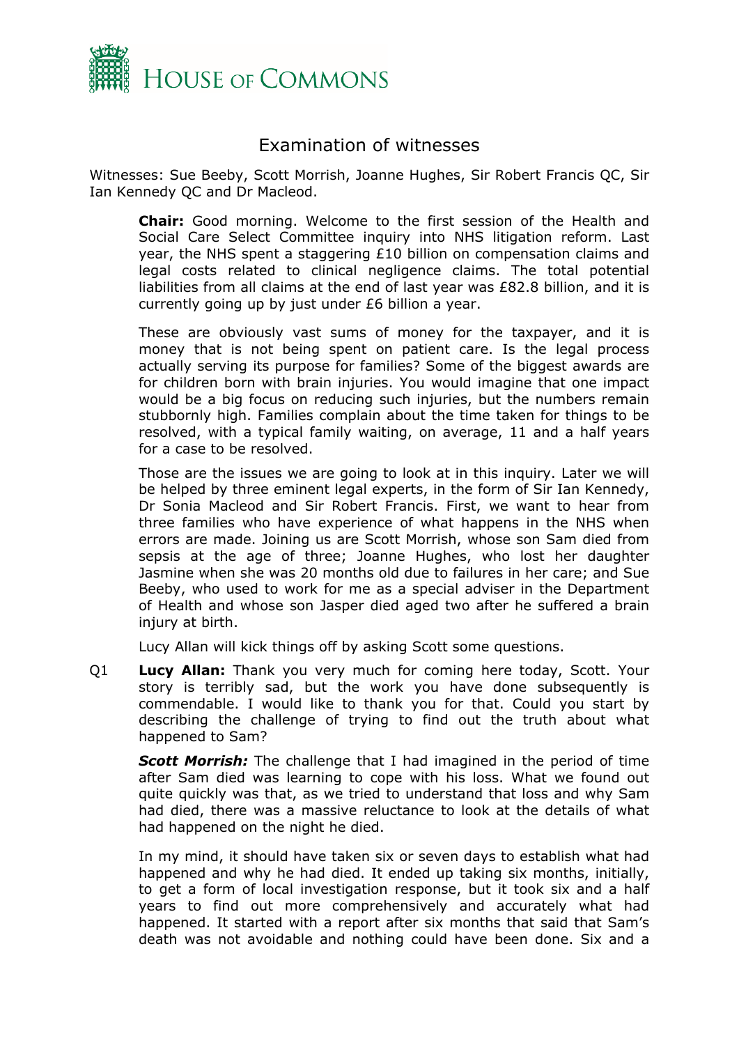# Examination of witnesses

Witnesses: Sue Beeby, Scott Morrish, Joanne Hughes, Sir Robert Francis QC, Sir Ian Kennedy QC and Dr Macleod.

**Chair:** Good morning. Welcome to the first session of the Health and Social Care Select Committee inquiry into NHS litigation reform. Last year, the NHS spent a staggering £10 billion on compensation claims and legal costs related to clinical negligence claims. The total potential liabilities from all claims at the end of last year was £82.8 billion, and it is currently going up by just under £6 billion a year.

These are obviously vast sums of money for the taxpayer, and it is money that is not being spent on patient care. Is the legal process actually serving its purpose for families? Some of the biggest awards are for children born with brain injuries. You would imagine that one impact would be a big focus on reducing such injuries, but the numbers remain stubbornly high. Families complain about the time taken for things to be resolved, with a typical family waiting, on average, 11 and a half years for a case to be resolved.

Those are the issues we are going to look at in this inquiry. Later we will be helped by three eminent legal experts, in the form of Sir Ian Kennedy, Dr Sonia Macleod and Sir Robert Francis. First, we want to hear from three families who have experience of what happens in the NHS when errors are made. Joining us are Scott Morrish, whose son Sam died from sepsis at the age of three; Joanne Hughes, who lost her daughter Jasmine when she was 20 months old due to failures in her care; and Sue Beeby, who used to work for me as a special adviser in the Department of Health and whose son Jasper died aged two after he suffered a brain injury at birth.

Lucy Allan will kick things off by asking Scott some questions.

Q1 **Lucy Allan:** Thank you very much for coming here today, Scott. Your story is terribly sad, but the work you have done subsequently is commendable. I would like to thank you for that. Could you start by describing the challenge of trying to find out the truth about what happened to Sam?

***Scott Morrish:*** The challenge that I had imagined in the period of time after Sam died was learning to cope with his loss. What we found out quite quickly was that, as we tried to understand that loss and why Sam had died, there was a massive reluctance to look at the details of what had happened on the night he died.

In my mind, it should have taken six or seven days to establish what had happened and why he had died. It ended up taking six months, initially, to get a form of local investigation response, but it took six and a half years to find out more comprehensively and accurately what had happened. It started with a report after six months that said that Sam's death was not avoidable and nothing could have been done. Six and a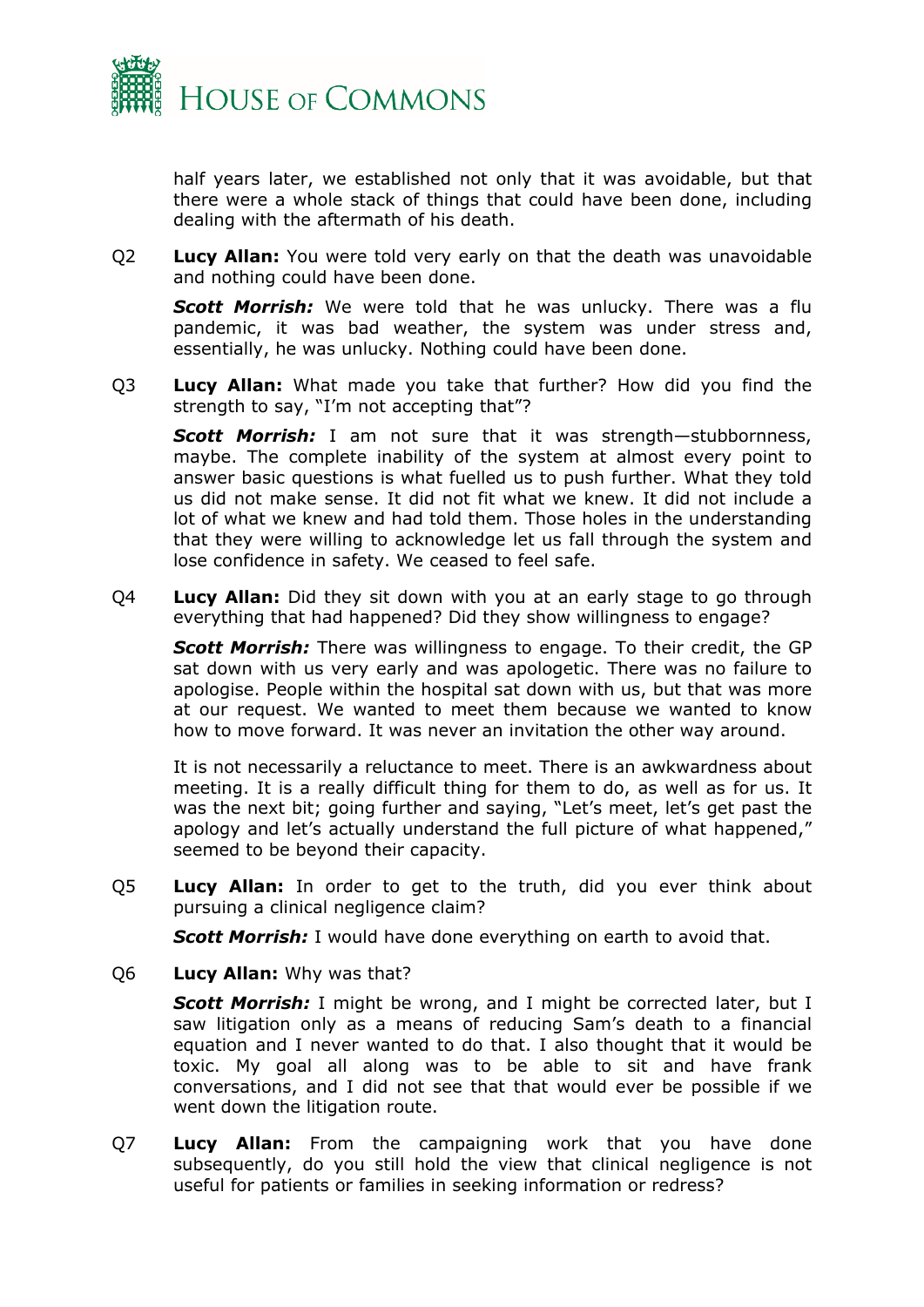half years later, we established not only that it was avoidable, but that there were a whole stack of things that could have been done, including dealing with the aftermath of his death.

Q2 **Lucy Allan:** You were told very early on that the death was unavoidable and nothing could have been done.

***Scott Morrish:*** We were told that he was unlucky. There was a flu pandemic, it was bad weather, the system was under stress and, essentially, he was unlucky. Nothing could have been done.

Q3 **Lucy Allan:** What made you take that further? How did you find the strength to say, "I'm not accepting that"?

***Scott Morrish:*** I am not sure that it was strength—stubbornness, maybe. The complete inability of the system at almost every point to answer basic questions is what fuelled us to push further. What they told us did not make sense. It did not fit what we knew. It did not include a lot of what we knew and had told them. Those holes in the understanding that they were willing to acknowledge let us fall through the system and lose confidence in safety. We ceased to feel safe.

Q4 **Lucy Allan:** Did they sit down with you at an early stage to go through everything that had happened? Did they show willingness to engage?

***Scott Morrish:*** There was willingness to engage. To their credit, the GP sat down with us very early and was apologetic. There was no failure to apologise. People within the hospital sat down with us, but that was more at our request. We wanted to meet them because we wanted to know how to move forward. It was never an invitation the other way around.

It is not necessarily a reluctance to meet. There is an awkwardness about meeting. It is a really difficult thing for them to do, as well as for us. It was the next bit; going further and saying, "Let's meet, let's get past the apology and let's actually understand the full picture of what happened," seemed to be beyond their capacity.

Q5 **Lucy Allan:** In order to get to the truth, did you ever think about pursuing a clinical negligence claim?

***Scott Morrish:*** I would have done everything on earth to avoid that.

Q6 **Lucy Allan:** Why was that?

***Scott Morrish:*** I might be wrong, and I might be corrected later, but I saw litigation only as a means of reducing Sam's death to a financial equation and I never wanted to do that. I also thought that it would be toxic. My goal all along was to be able to sit and have frank conversations, and I did not see that that would ever be possible if we went down the litigation route.

Q7 **Lucy Allan:** From the campaigning work that you have done subsequently, do you still hold the view that clinical negligence is not useful for patients or families in seeking information or redress?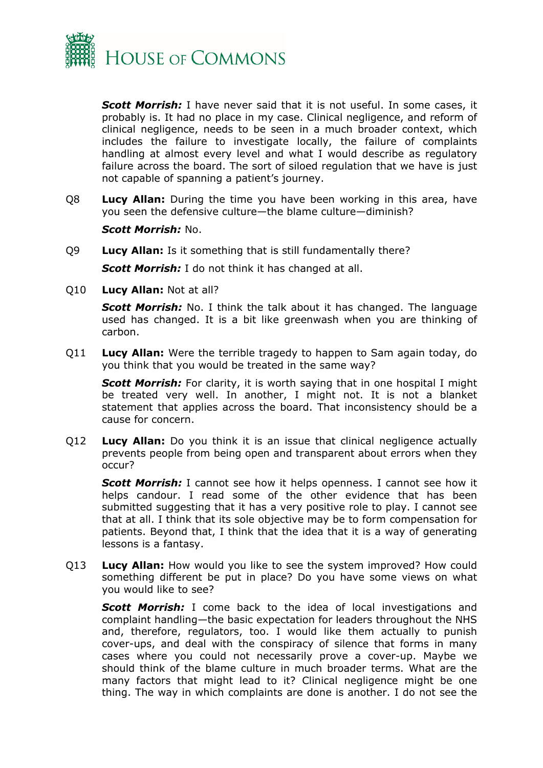***Scott Morrish:*** I have never said that it is not useful. In some cases, it probably is. It had no place in my case. Clinical negligence, and reform of clinical negligence, needs to be seen in a much broader context, which includes the failure to investigate locally, the failure of complaints handling at almost every level and what I would describe as regulatory failure across the board. The sort of siloed regulation that we have is just not capable of spanning a patient's journey.

Q8 **Lucy Allan:** During the time you have been working in this area, have you seen the defensive culture—the blame culture—diminish?

***Scott Morrish:*** No.

Q9 **Lucy Allan:** Is it something that is still fundamentally there?

***Scott Morrish:*** I do not think it has changed at all.

Q10 **Lucy Allan:** Not at all?

***Scott Morrish:*** No. I think the talk about it has changed. The language used has changed. It is a bit like greenwash when you are thinking of carbon.

Q11 **Lucy Allan:** Were the terrible tragedy to happen to Sam again today, do you think that you would be treated in the same way?

***Scott Morrish:*** For clarity, it is worth saying that in one hospital I might be treated very well. In another, I might not. It is not a blanket statement that applies across the board. That inconsistency should be a cause for concern.

Q12 **Lucy Allan:** Do you think it is an issue that clinical negligence actually prevents people from being open and transparent about errors when they occur?

***Scott Morrish:*** I cannot see how it helps openness. I cannot see how it helps candour. I read some of the other evidence that has been submitted suggesting that it has a very positive role to play. I cannot see that at all. I think that its sole objective may be to form compensation for patients. Beyond that, I think that the idea that it is a way of generating lessons is a fantasy.

Q13 **Lucy Allan:** How would you like to see the system improved? How could something different be put in place? Do you have some views on what you would like to see?

***Scott Morrish:*** I come back to the idea of local investigations and complaint handling—the basic expectation for leaders throughout the NHS and, therefore, regulators, too. I would like them actually to punish cover-ups, and deal with the conspiracy of silence that forms in many cases where you could not necessarily prove a cover-up. Maybe we should think of the blame culture in much broader terms. What are the many factors that might lead to it? Clinical negligence might be one thing. The way in which complaints are done is another. I do not see the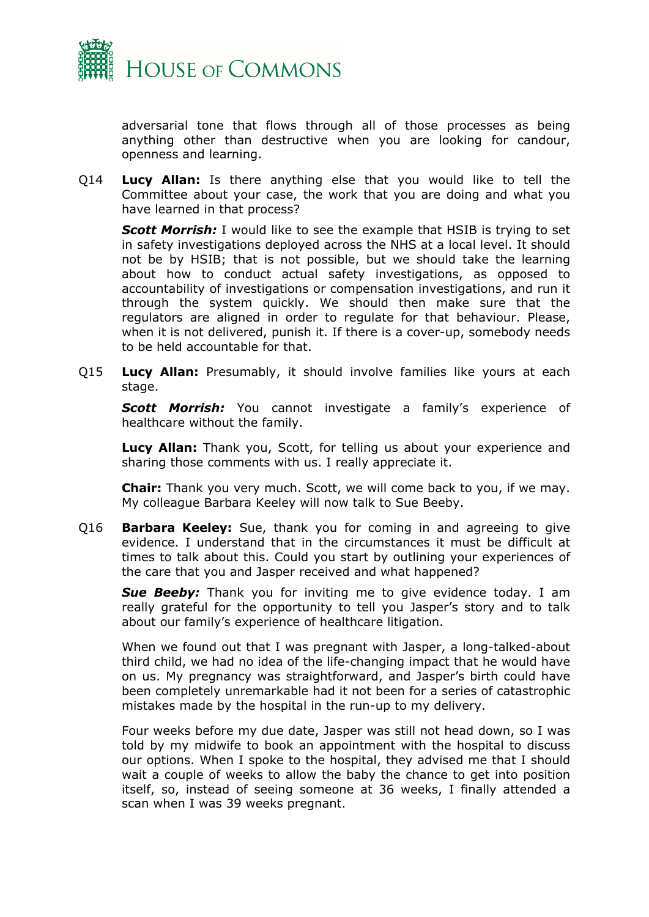adversarial tone that flows through all of those processes as being anything other than destructive when you are looking for candour, openness and learning.

Q14 **Lucy Allan:** Is there anything else that you would like to tell the Committee about your case, the work that you are doing and what you have learned in that process?

***Scott Morrish:*** I would like to see the example that HSIB is trying to set in safety investigations deployed across the NHS at a local level. It should not be by HSIB; that is not possible, but we should take the learning about how to conduct actual safety investigations, as opposed to accountability of investigations or compensation investigations, and run it through the system quickly. We should then make sure that the regulators are aligned in order to regulate for that behaviour. Please, when it is not delivered, punish it. If there is a cover-up, somebody needs to be held accountable for that.

Q15 **Lucy Allan:** Presumably, it should involve families like yours at each stage.

***Scott Morrish:*** You cannot investigate a family's experience of healthcare without the family.

**Lucy Allan:** Thank you, Scott, for telling us about your experience and sharing those comments with us. I really appreciate it.

**Chair:** Thank you very much. Scott, we will come back to you, if we may. My colleague Barbara Keeley will now talk to Sue Beeby.

Q16 **Barbara Keeley:** Sue, thank you for coming in and agreeing to give evidence. I understand that in the circumstances it must be difficult at times to talk about this. Could you start by outlining your experiences of the care that you and Jasper received and what happened?

***Sue Beeby:*** Thank you for inviting me to give evidence today. I am really grateful for the opportunity to tell you Jasper's story and to talk about our family's experience of healthcare litigation.

When we found out that I was pregnant with Jasper, a long-talked-about third child, we had no idea of the life-changing impact that he would have on us. My pregnancy was straightforward, and Jasper's birth could have been completely unremarkable had it not been for a series of catastrophic mistakes made by the hospital in the run-up to my delivery.

Four weeks before my due date, Jasper was still not head down, so I was told by my midwife to book an appointment with the hospital to discuss our options. When I spoke to the hospital, they advised me that I should wait a couple of weeks to allow the baby the chance to get into position itself, so, instead of seeing someone at 36 weeks, I finally attended a scan when I was 39 weeks pregnant.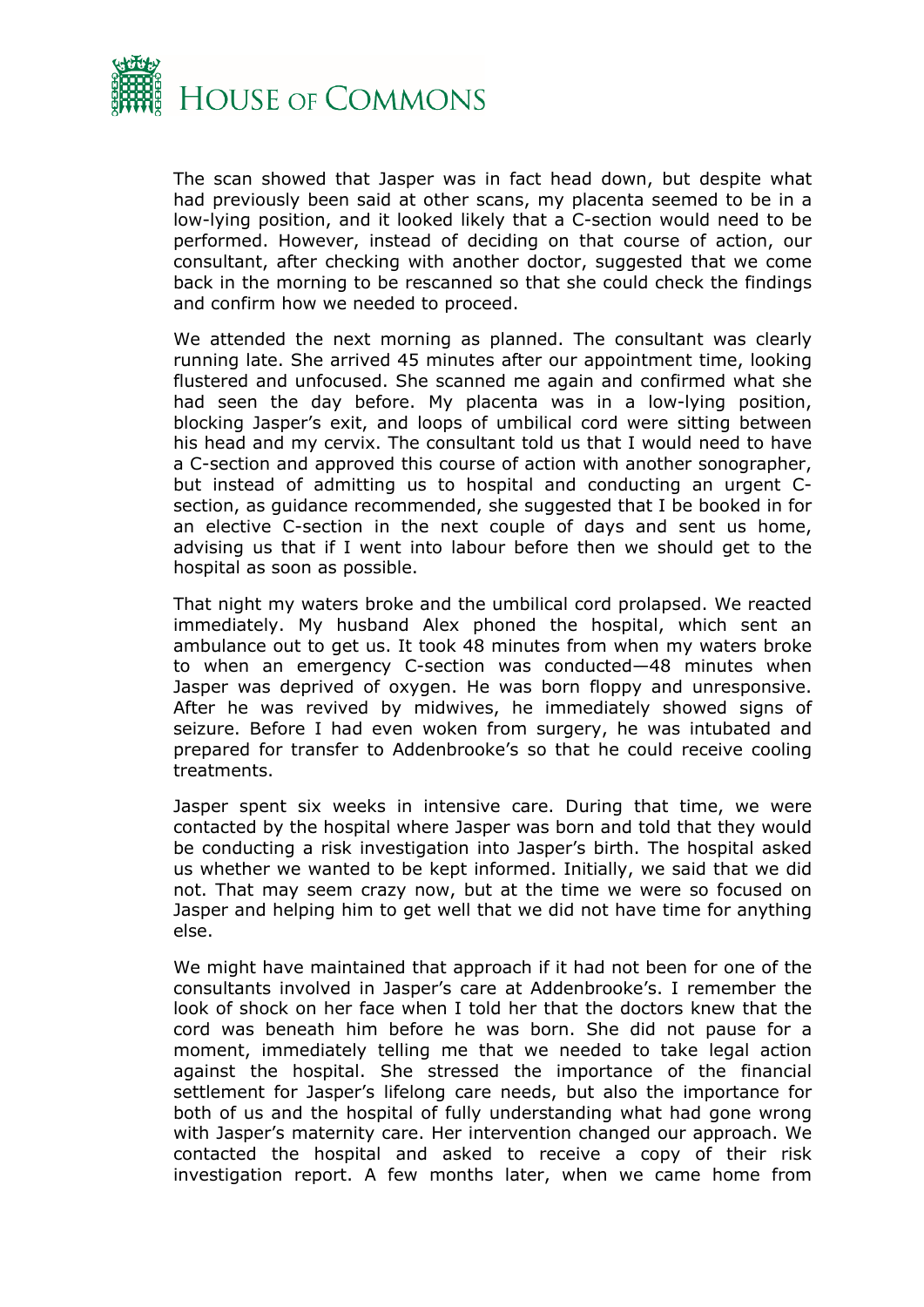The scan showed that Jasper was in fact head down, but despite what had previously been said at other scans, my placenta seemed to be in a low-lying position, and it looked likely that a C-section would need to be performed. However, instead of deciding on that course of action, our consultant, after checking with another doctor, suggested that we come back in the morning to be rescanned so that she could check the findings and confirm how we needed to proceed.

We attended the next morning as planned. The consultant was clearly running late. She arrived 45 minutes after our appointment time, looking flustered and unfocused. She scanned me again and confirmed what she had seen the day before. My placenta was in a low-lying position, blocking Jasper's exit, and loops of umbilical cord were sitting between his head and my cervix. The consultant told us that I would need to have a C-section and approved this course of action with another sonographer, but instead of admitting us to hospital and conducting an urgent C-section, as guidance recommended, she suggested that I be booked in for an elective C-section in the next couple of days and sent us home, advising us that if I went into labour before then we should get to the hospital as soon as possible.

That night my waters broke and the umbilical cord prolapsed. We reacted immediately. My husband Alex phoned the hospital, which sent an ambulance out to get us. It took 48 minutes from when my waters broke to when an emergency C-section was conducted—48 minutes when Jasper was deprived of oxygen. He was born floppy and unresponsive. After he was revived by midwives, he immediately showed signs of seizure. Before I had even woken from surgery, he was intubated and prepared for transfer to Addenbrooke's so that he could receive cooling treatments.

Jasper spent six weeks in intensive care. During that time, we were contacted by the hospital where Jasper was born and told that they would be conducting a risk investigation into Jasper's birth. The hospital asked us whether we wanted to be kept informed. Initially, we said that we did not. That may seem crazy now, but at the time we were so focused on Jasper and helping him to get well that we did not have time for anything else.

We might have maintained that approach if it had not been for one of the consultants involved in Jasper's care at Addenbrooke's. I remember the look of shock on her face when I told her that the doctors knew that the cord was beneath him before he was born. She did not pause for a moment, immediately telling me that we needed to take legal action against the hospital. She stressed the importance of the financial settlement for Jasper's lifelong care needs, but also the importance for both of us and the hospital of fully understanding what had gone wrong with Jasper's maternity care. Her intervention changed our approach. We contacted the hospital and asked to receive a copy of their risk investigation report. A few months later, when we came home from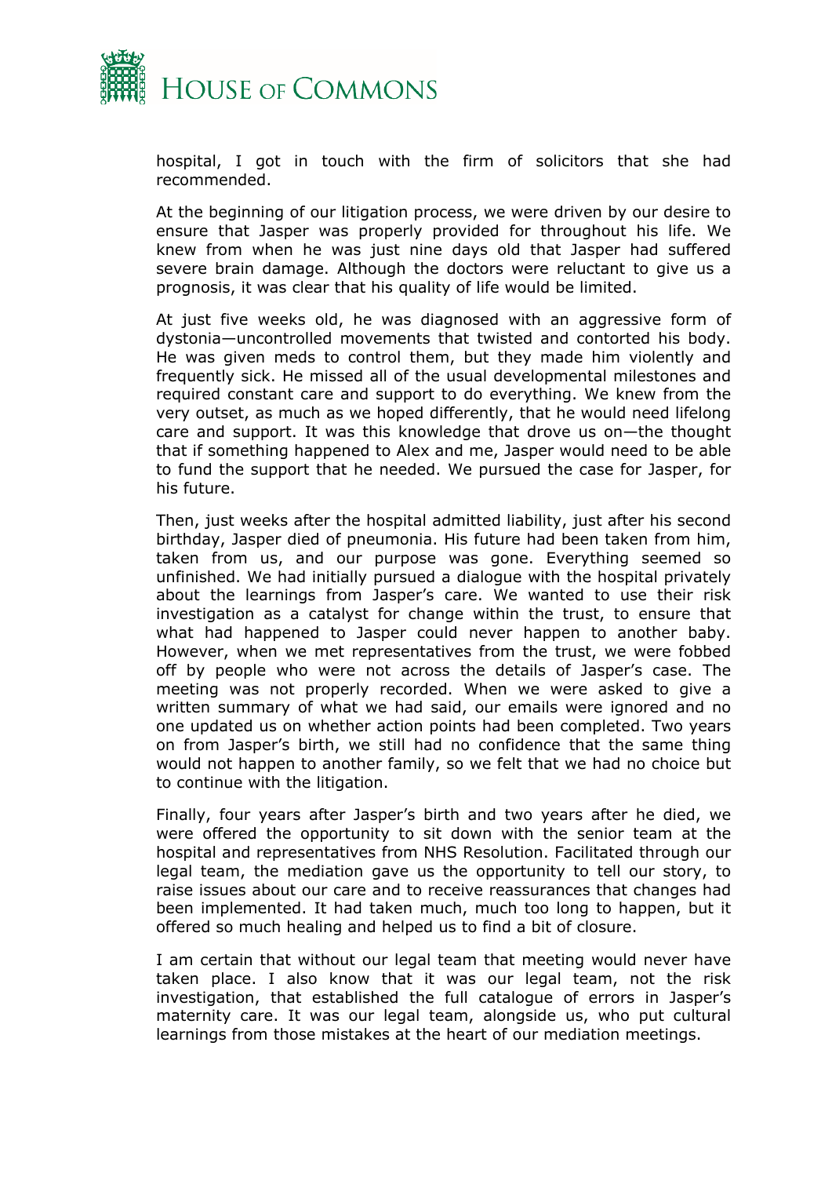hospital, I got in touch with the firm of solicitors that she had recommended.

At the beginning of our litigation process, we were driven by our desire to ensure that Jasper was properly provided for throughout his life. We knew from when he was just nine days old that Jasper had suffered severe brain damage. Although the doctors were reluctant to give us a prognosis, it was clear that his quality of life would be limited.

At just five weeks old, he was diagnosed with an aggressive form of dystonia—uncontrolled movements that twisted and contorted his body. He was given meds to control them, but they made him violently and frequently sick. He missed all of the usual developmental milestones and required constant care and support to do everything. We knew from the very outset, as much as we hoped differently, that he would need lifelong care and support. It was this knowledge that drove us on—the thought that if something happened to Alex and me, Jasper would need to be able to fund the support that he needed. We pursued the case for Jasper, for his future.

Then, just weeks after the hospital admitted liability, just after his second birthday, Jasper died of pneumonia. His future had been taken from him, taken from us, and our purpose was gone. Everything seemed so unfinished. We had initially pursued a dialogue with the hospital privately about the learnings from Jasper's care. We wanted to use their risk investigation as a catalyst for change within the trust, to ensure that what had happened to Jasper could never happen to another baby. However, when we met representatives from the trust, we were fobbed off by people who were not across the details of Jasper's case. The meeting was not properly recorded. When we were asked to give a written summary of what we had said, our emails were ignored and no one updated us on whether action points had been completed. Two years on from Jasper's birth, we still had no confidence that the same thing would not happen to another family, so we felt that we had no choice but to continue with the litigation.

Finally, four years after Jasper's birth and two years after he died, we were offered the opportunity to sit down with the senior team at the hospital and representatives from NHS Resolution. Facilitated through our legal team, the mediation gave us the opportunity to tell our story, to raise issues about our care and to receive reassurances that changes had been implemented. It had taken much, much too long to happen, but it offered so much healing and helped us to find a bit of closure.

I am certain that without our legal team that meeting would never have taken place. I also know that it was our legal team, not the risk investigation, that established the full catalogue of errors in Jasper's maternity care. It was our legal team, alongside us, who put cultural learnings from those mistakes at the heart of our mediation meetings.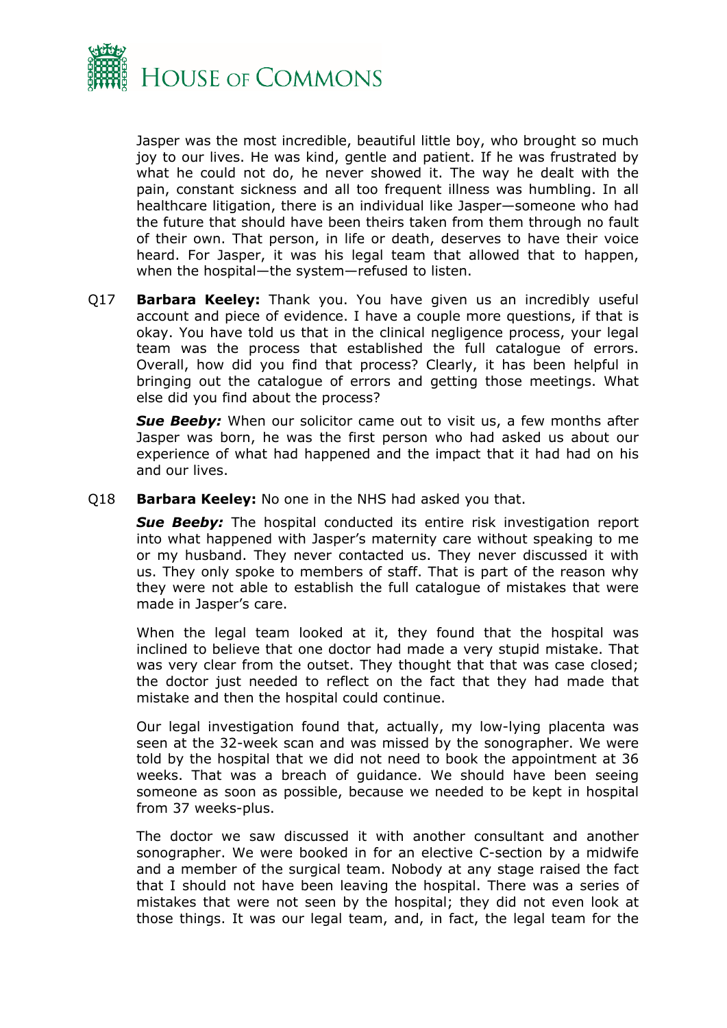Jasper was the most incredible, beautiful little boy, who brought so much joy to our lives. He was kind, gentle and patient. If he was frustrated by what he could not do, he never showed it. The way he dealt with the pain, constant sickness and all too frequent illness was humbling. In all healthcare litigation, there is an individual like Jasper—someone who had the future that should have been theirs taken from them through no fault of their own. That person, in life or death, deserves to have their voice heard. For Jasper, it was his legal team that allowed that to happen, when the hospital—the system—refused to listen.

Q17 **Barbara Keeley:** Thank you. You have given us an incredibly useful account and piece of evidence. I have a couple more questions, if that is okay. You have told us that in the clinical negligence process, your legal team was the process that established the full catalogue of errors. Overall, how did you find that process? Clearly, it has been helpful in bringing out the catalogue of errors and getting those meetings. What else did you find about the process?

***Sue Beeby:*** When our solicitor came out to visit us, a few months after Jasper was born, he was the first person who had asked us about our experience of what had happened and the impact that it had had on his and our lives.

Q18 **Barbara Keeley:** No one in the NHS had asked you that.

***Sue Beeby:*** The hospital conducted its entire risk investigation report into what happened with Jasper's maternity care without speaking to me or my husband. They never contacted us. They never discussed it with us. They only spoke to members of staff. That is part of the reason why they were not able to establish the full catalogue of mistakes that were made in Jasper's care.

When the legal team looked at it, they found that the hospital was inclined to believe that one doctor had made a very stupid mistake. That was very clear from the outset. They thought that that was case closed; the doctor just needed to reflect on the fact that they had made that mistake and then the hospital could continue.

Our legal investigation found that, actually, my low-lying placenta was seen at the 32-week scan and was missed by the sonographer. We were told by the hospital that we did not need to book the appointment at 36 weeks. That was a breach of guidance. We should have been seeing someone as soon as possible, because we needed to be kept in hospital from 37 weeks-plus.

The doctor we saw discussed it with another consultant and another sonographer. We were booked in for an elective C-section by a midwife and a member of the surgical team. Nobody at any stage raised the fact that I should not have been leaving the hospital. There was a series of mistakes that were not seen by the hospital; they did not even look at those things. It was our legal team, and, in fact, the legal team for the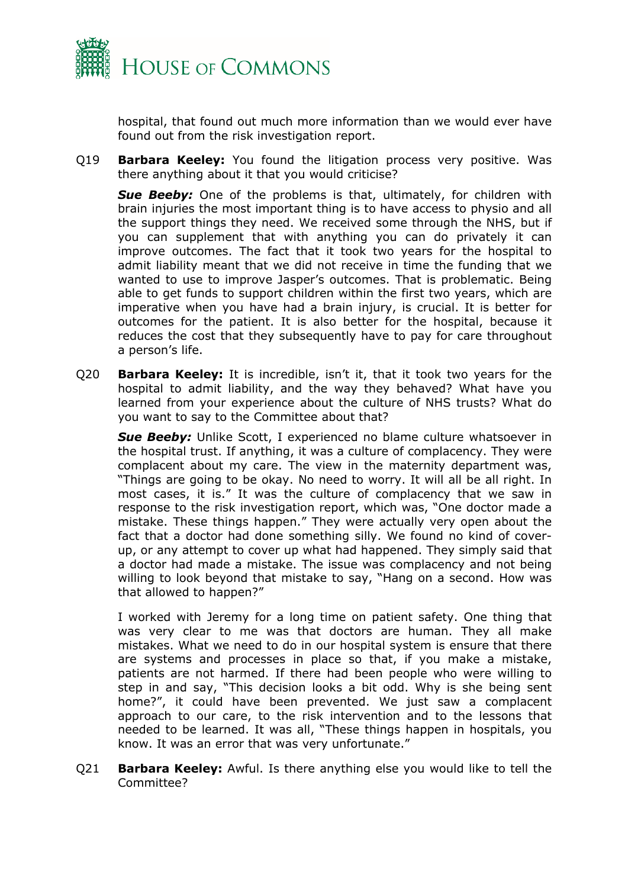hospital, that found out much more information than we would ever have found out from the risk investigation report.

Q19 **Barbara Keeley:** You found the litigation process very positive. Was there anything about it that you would criticise?

***Sue Beeby:*** One of the problems is that, ultimately, for children with brain injuries the most important thing is to have access to physio and all the support things they need. We received some through the NHS, but if you can supplement that with anything you can do privately it can improve outcomes. The fact that it took two years for the hospital to admit liability meant that we did not receive in time the funding that we wanted to use to improve Jasper's outcomes. That is problematic. Being able to get funds to support children within the first two years, which are imperative when you have had a brain injury, is crucial. It is better for outcomes for the patient. It is also better for the hospital, because it reduces the cost that they subsequently have to pay for care throughout a person's life.

Q20 **Barbara Keeley:** It is incredible, isn't it, that it took two years for the hospital to admit liability, and the way they behaved? What have you learned from your experience about the culture of NHS trusts? What do you want to say to the Committee about that?

***Sue Beeby:*** Unlike Scott, I experienced no blame culture whatsoever in the hospital trust. If anything, it was a culture of complacency. They were complacent about my care. The view in the maternity department was, "Things are going to be okay. No need to worry. It will all be all right. In most cases, it is." It was the culture of complacency that we saw in response to the risk investigation report, which was, "One doctor made a mistake. These things happen." They were actually very open about the fact that a doctor had done something silly. We found no kind of cover-up, or any attempt to cover up what had happened. They simply said that a doctor had made a mistake. The issue was complacency and not being willing to look beyond that mistake to say, "Hang on a second. How was that allowed to happen?"

I worked with Jeremy for a long time on patient safety. One thing that was very clear to me was that doctors are human. They all make mistakes. What we need to do in our hospital system is ensure that there are systems and processes in place so that, if you make a mistake, patients are not harmed. If there had been people who were willing to step in and say, "This decision looks a bit odd. Why is she being sent home?", it could have been prevented. We just saw a complacent approach to our care, to the risk intervention and to the lessons that needed to be learned. It was all, "These things happen in hospitals, you know. It was an error that was very unfortunate."

Q21 **Barbara Keeley:** Awful. Is there anything else you would like to tell the Committee?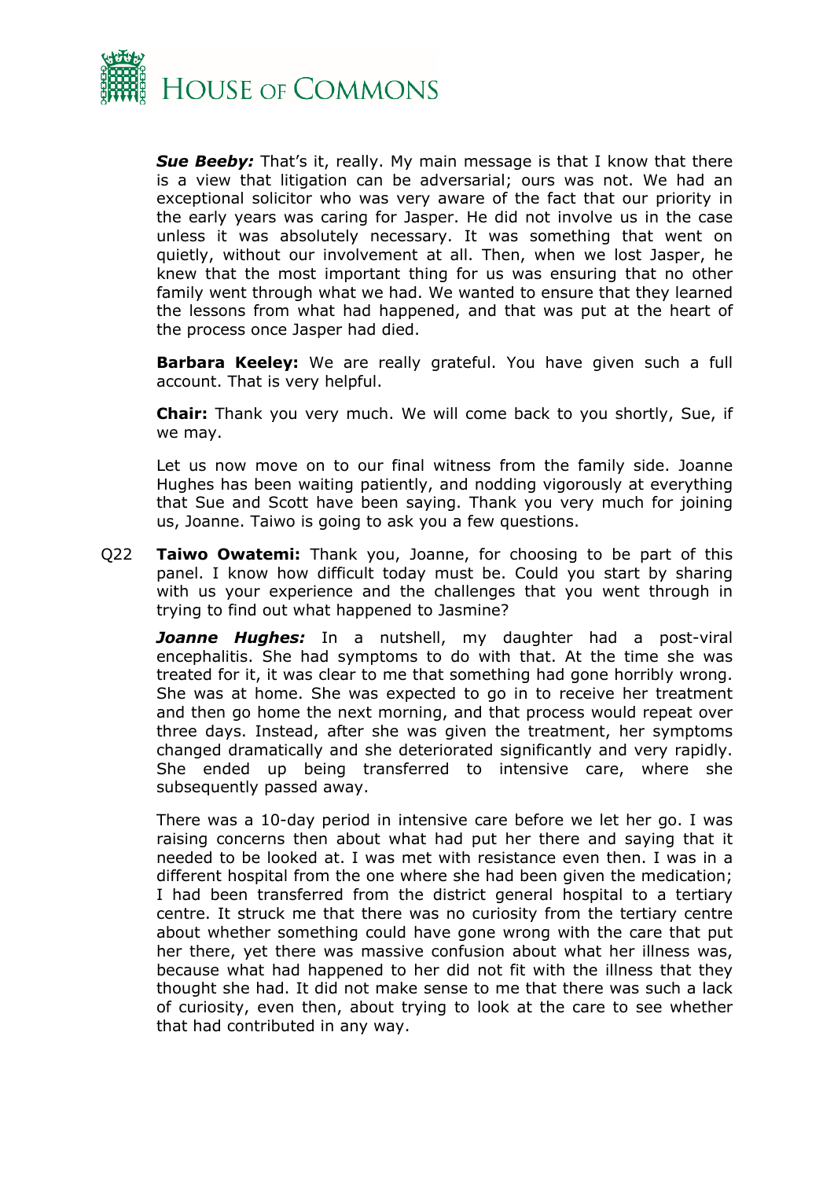***Sue Beeby:*** That's it, really. My main message is that I know that there is a view that litigation can be adversarial; ours was not. We had an exceptional solicitor who was very aware of the fact that our priority in the early years was caring for Jasper. He did not involve us in the case unless it was absolutely necessary. It was something that went on quietly, without our involvement at all. Then, when we lost Jasper, he knew that the most important thing for us was ensuring that no other family went through what we had. We wanted to ensure that they learned the lessons from what had happened, and that was put at the heart of the process once Jasper had died.

**Barbara Keeley:** We are really grateful. You have given such a full account. That is very helpful.

**Chair:** Thank you very much. We will come back to you shortly, Sue, if we may.

Let us now move on to our final witness from the family side. Joanne Hughes has been waiting patiently, and nodding vigorously at everything that Sue and Scott have been saying. Thank you very much for joining us, Joanne. Taiwo is going to ask you a few questions.

Q22 **Taiwo Owatemi:** Thank you, Joanne, for choosing to be part of this panel. I know how difficult today must be. Could you start by sharing with us your experience and the challenges that you went through in trying to find out what happened to Jasmine?

***Joanne Hughes:*** In a nutshell, my daughter had a post-viral encephalitis. She had symptoms to do with that. At the time she was treated for it, it was clear to me that something had gone horribly wrong. She was at home. She was expected to go in to receive her treatment and then go home the next morning, and that process would repeat over three days. Instead, after she was given the treatment, her symptoms changed dramatically and she deteriorated significantly and very rapidly. She ended up being transferred to intensive care, where she subsequently passed away.

There was a 10-day period in intensive care before we let her go. I was raising concerns then about what had put her there and saying that it needed to be looked at. I was met with resistance even then. I was in a different hospital from the one where she had been given the medication; I had been transferred from the district general hospital to a tertiary centre. It struck me that there was no curiosity from the tertiary centre about whether something could have gone wrong with the care that put her there, yet there was massive confusion about what her illness was, because what had happened to her did not fit with the illness that they thought she had. It did not make sense to me that there was such a lack of curiosity, even then, about trying to look at the care to see whether that had contributed in any way.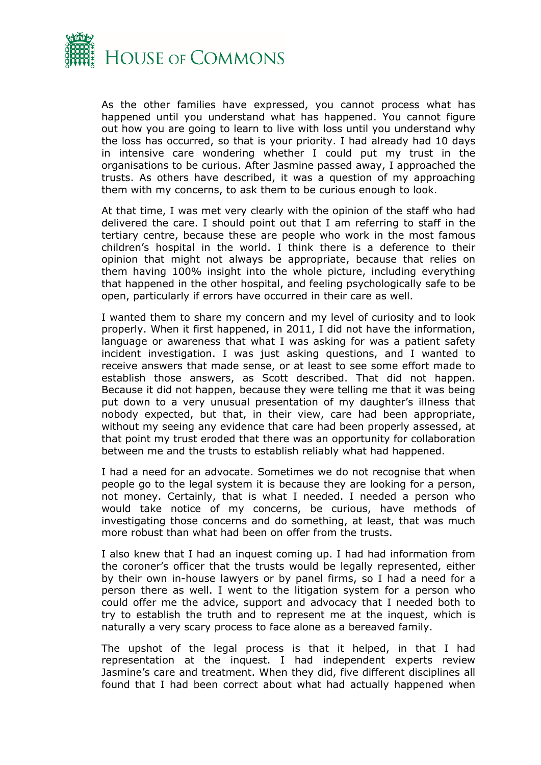As the other families have expressed, you cannot process what has happened until you understand what has happened. You cannot figure out how you are going to learn to live with loss until you understand why the loss has occurred, so that is your priority. I had already had 10 days in intensive care wondering whether I could put my trust in the organisations to be curious. After Jasmine passed away, I approached the trusts. As others have described, it was a question of my approaching them with my concerns, to ask them to be curious enough to look.

At that time, I was met very clearly with the opinion of the staff who had delivered the care. I should point out that I am referring to staff in the tertiary centre, because these are people who work in the most famous children's hospital in the world. I think there is a deference to their opinion that might not always be appropriate, because that relies on them having 100% insight into the whole picture, including everything that happened in the other hospital, and feeling psychologically safe to be open, particularly if errors have occurred in their care as well.

I wanted them to share my concern and my level of curiosity and to look properly. When it first happened, in 2011, I did not have the information, language or awareness that what I was asking for was a patient safety incident investigation. I was just asking questions, and I wanted to receive answers that made sense, or at least to see some effort made to establish those answers, as Scott described. That did not happen. Because it did not happen, because they were telling me that it was being put down to a very unusual presentation of my daughter's illness that nobody expected, but that, in their view, care had been appropriate, without my seeing any evidence that care had been properly assessed, at that point my trust eroded that there was an opportunity for collaboration between me and the trusts to establish reliably what had happened.

I had a need for an advocate. Sometimes we do not recognise that when people go to the legal system it is because they are looking for a person, not money. Certainly, that is what I needed. I needed a person who would take notice of my concerns, be curious, have methods of investigating those concerns and do something, at least, that was much more robust than what had been on offer from the trusts.

I also knew that I had an inquest coming up. I had had information from the coroner's officer that the trusts would be legally represented, either by their own in-house lawyers or by panel firms, so I had a need for a person there as well. I went to the litigation system for a person who could offer me the advice, support and advocacy that I needed both to try to establish the truth and to represent me at the inquest, which is naturally a very scary process to face alone as a bereaved family.

The upshot of the legal process is that it helped, in that I had representation at the inquest. I had independent experts review Jasmine's care and treatment. When they did, five different disciplines all found that I had been correct about what had actually happened when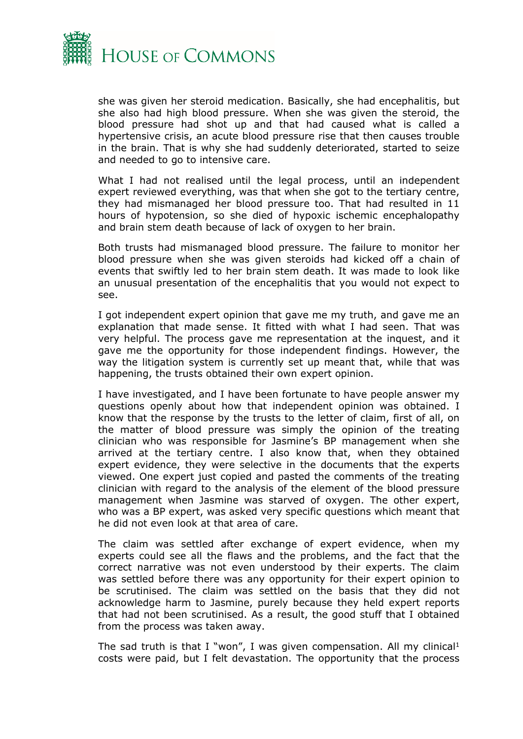she was given her steroid medication. Basically, she had encephalitis, but she also had high blood pressure. When she was given the steroid, the blood pressure had shot up and that had caused what is called a hypertensive crisis, an acute blood pressure rise that then causes trouble in the brain. That is why she had suddenly deteriorated, started to seize and needed to go to intensive care.

What I had not realised until the legal process, until an independent expert reviewed everything, was that when she got to the tertiary centre, they had mismanaged her blood pressure too. That had resulted in 11 hours of hypotension, so she died of hypoxic ischemic encephalopathy and brain stem death because of lack of oxygen to her brain.

Both trusts had mismanaged blood pressure. The failure to monitor her blood pressure when she was given steroids had kicked off a chain of events that swiftly led to her brain stem death. It was made to look like an unusual presentation of the encephalitis that you would not expect to see.

I got independent expert opinion that gave me my truth, and gave me an explanation that made sense. It fitted with what I had seen. That was very helpful. The process gave me representation at the inquest, and it gave me the opportunity for those independent findings. However, the way the litigation system is currently set up meant that, while that was happening, the trusts obtained their own expert opinion.

I have investigated, and I have been fortunate to have people answer my questions openly about how that independent opinion was obtained. I know that the response by the trusts to the letter of claim, first of all, on the matter of blood pressure was simply the opinion of the treating clinician who was responsible for Jasmine's BP management when she arrived at the tertiary centre. I also know that, when they obtained expert evidence, they were selective in the documents that the experts viewed. One expert just copied and pasted the comments of the treating clinician with regard to the analysis of the element of the blood pressure management when Jasmine was starved of oxygen. The other expert, who was a BP expert, was asked very specific questions which meant that he did not even look at that area of care.

The claim was settled after exchange of expert evidence, when my experts could see all the flaws and the problems, and the fact that the correct narrative was not even understood by their experts. The claim was settled before there was any opportunity for their expert opinion to be scrutinised. The claim was settled on the basis that they did not acknowledge harm to Jasmine, purely because they held expert reports that had not been scrutinised. As a result, the good stuff that I obtained from the process was taken away.

The sad truth is that I "won", I was given compensation. All my clinical[1] costs were paid, but I felt devastation. The opportunity that the process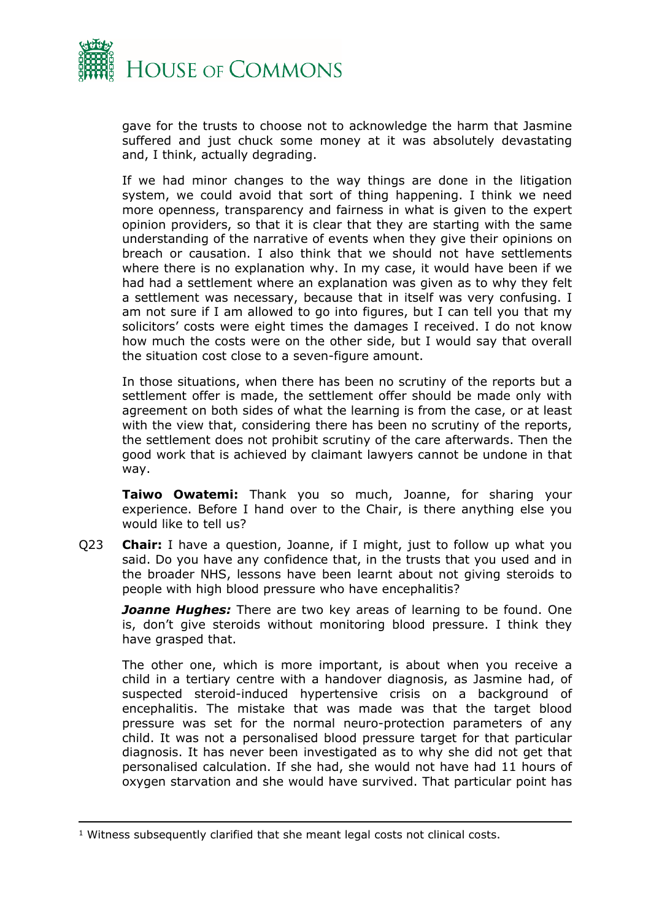gave for the trusts to choose not to acknowledge the harm that Jasmine suffered and just chuck some money at it was absolutely devastating and, I think, actually degrading.

If we had minor changes to the way things are done in the litigation system, we could avoid that sort of thing happening. I think we need more openness, transparency and fairness in what is given to the expert opinion providers, so that it is clear that they are starting with the same understanding of the narrative of events when they give their opinions on breach or causation. I also think that we should not have settlements where there is no explanation why. In my case, it would have been if we had had a settlement where an explanation was given as to why they felt a settlement was necessary, because that in itself was very confusing. I am not sure if I am allowed to go into figures, but I can tell you that my solicitors' costs were eight times the damages I received. I do not know how much the costs were on the other side, but I would say that overall the situation cost close to a seven-figure amount.

In those situations, when there has been no scrutiny of the reports but a settlement offer is made, the settlement offer should be made only with agreement on both sides of what the learning is from the case, or at least with the view that, considering there has been no scrutiny of the reports, the settlement does not prohibit scrutiny of the care afterwards. Then the good work that is achieved by claimant lawyers cannot be undone in that way.

**Taiwo Owatemi:** Thank you so much, Joanne, for sharing your experience. Before I hand over to the Chair, is there anything else you would like to tell us?

Q23 **Chair:** I have a question, Joanne, if I might, just to follow up what you said. Do you have any confidence that, in the trusts that you used and in the broader NHS, lessons have been learnt about not giving steroids to people with high blood pressure who have encephalitis?

***Joanne Hughes:*** There are two key areas of learning to be found. One is, don't give steroids without monitoring blood pressure. I think they have grasped that.

The other one, which is more important, is about when you receive a child in a tertiary centre with a handover diagnosis, as Jasmine had, of suspected steroid-induced hypertensive crisis on a background of encephalitis. The mistake that was made was that the target blood pressure was set for the normal neuro-protection parameters of any child. It was not a personalised blood pressure target for that particular diagnosis. It has never been investigated as to why she did not get that personalised calculation. If she had, she would not have had 11 hours of oxygen starvation and she would have survived. That particular point has

---

[1] Witness subsequently clarified that she meant legal costs not clinical costs.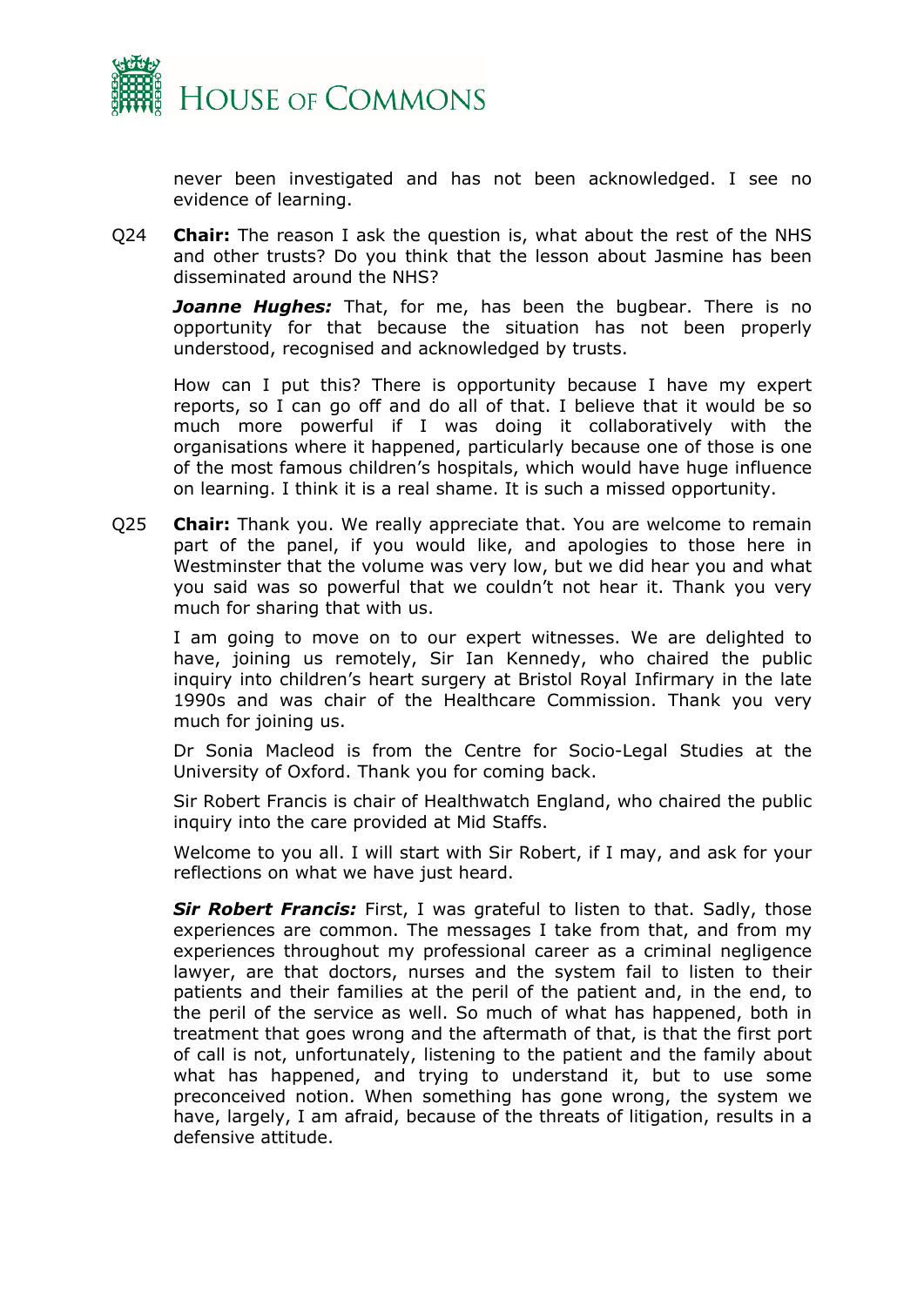never been investigated and has not been acknowledged. I see no evidence of learning.

Q24 **Chair:** The reason I ask the question is, what about the rest of the NHS and other trusts? Do you think that the lesson about Jasmine has been disseminated around the NHS?

***Joanne Hughes:*** That, for me, has been the bugbear. There is no opportunity for that because the situation has not been properly understood, recognised and acknowledged by trusts.

How can I put this? There is opportunity because I have my expert reports, so I can go off and do all of that. I believe that it would be so much more powerful if I was doing it collaboratively with the organisations where it happened, particularly because one of those is one of the most famous children's hospitals, which would have huge influence on learning. I think it is a real shame. It is such a missed opportunity.

Q25 **Chair:** Thank you. We really appreciate that. You are welcome to remain part of the panel, if you would like, and apologies to those here in Westminster that the volume was very low, but we did hear you and what you said was so powerful that we couldn't not hear it. Thank you very much for sharing that with us.

I am going to move on to our expert witnesses. We are delighted to have, joining us remotely, Sir Ian Kennedy, who chaired the public inquiry into children's heart surgery at Bristol Royal Infirmary in the late 1990s and was chair of the Healthcare Commission. Thank you very much for joining us.

Dr Sonia Macleod is from the Centre for Socio-Legal Studies at the University of Oxford. Thank you for coming back.

Sir Robert Francis is chair of Healthwatch England, who chaired the public inquiry into the care provided at Mid Staffs.

Welcome to you all. I will start with Sir Robert, if I may, and ask for your reflections on what we have just heard.

***Sir Robert Francis:*** First, I was grateful to listen to that. Sadly, those experiences are common. The messages I take from that, and from my experiences throughout my professional career as a criminal negligence lawyer, are that doctors, nurses and the system fail to listen to their patients and their families at the peril of the patient and, in the end, to the peril of the service as well. So much of what has happened, both in treatment that goes wrong and the aftermath of that, is that the first port of call is not, unfortunately, listening to the patient and the family about what has happened, and trying to understand it, but to use some preconceived notion. When something has gone wrong, the system we have, largely, I am afraid, because of the threats of litigation, results in a defensive attitude.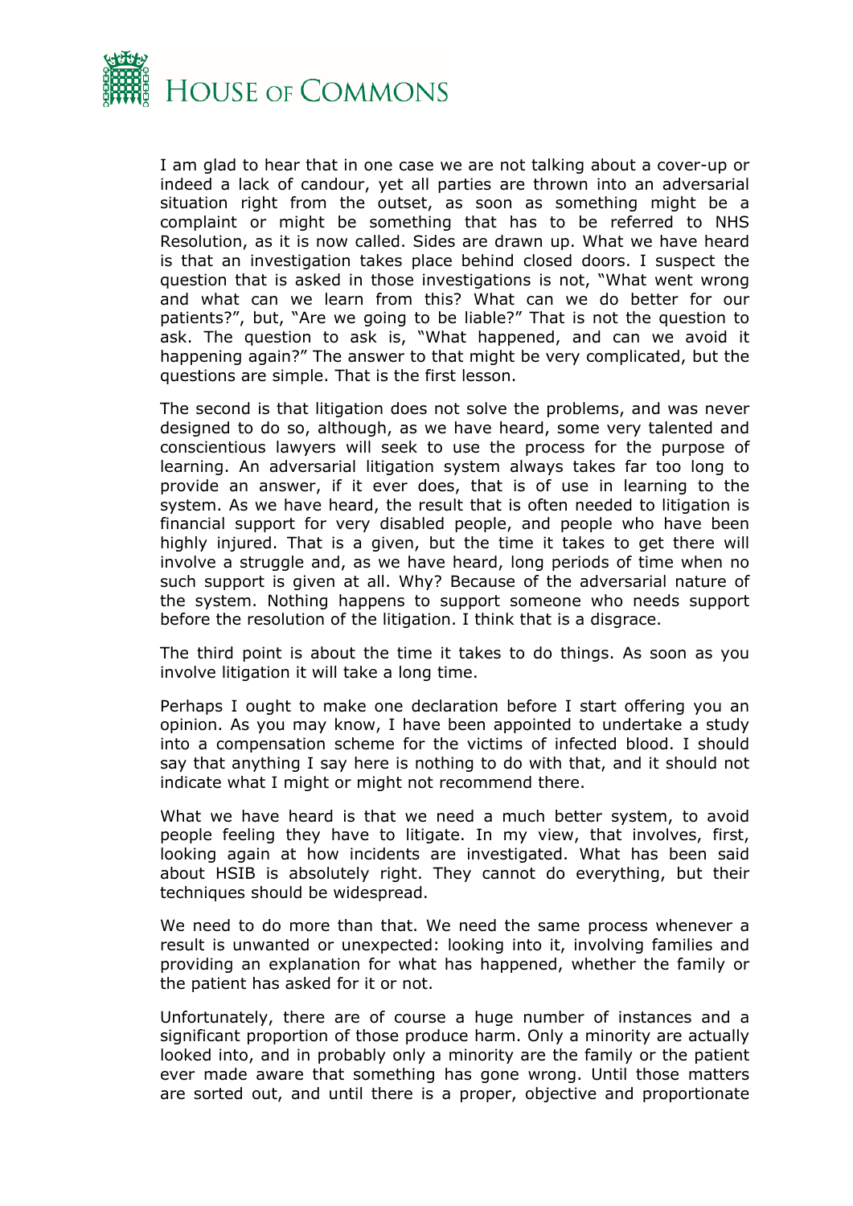I am glad to hear that in one case we are not talking about a cover-up or indeed a lack of candour, yet all parties are thrown into an adversarial situation right from the outset, as soon as something might be a complaint or might be something that has to be referred to NHS Resolution, as it is now called. Sides are drawn up. What we have heard is that an investigation takes place behind closed doors. I suspect the question that is asked in those investigations is not, "What went wrong and what can we learn from this? What can we do better for our patients?", but, "Are we going to be liable?" That is not the question to ask. The question to ask is, "What happened, and can we avoid it happening again?" The answer to that might be very complicated, but the questions are simple. That is the first lesson.

The second is that litigation does not solve the problems, and was never designed to do so, although, as we have heard, some very talented and conscientious lawyers will seek to use the process for the purpose of learning. An adversarial litigation system always takes far too long to provide an answer, if it ever does, that is of use in learning to the system. As we have heard, the result that is often needed to litigation is financial support for very disabled people, and people who have been highly injured. That is a given, but the time it takes to get there will involve a struggle and, as we have heard, long periods of time when no such support is given at all. Why? Because of the adversarial nature of the system. Nothing happens to support someone who needs support before the resolution of the litigation. I think that is a disgrace.

The third point is about the time it takes to do things. As soon as you involve litigation it will take a long time.

Perhaps I ought to make one declaration before I start offering you an opinion. As you may know, I have been appointed to undertake a study into a compensation scheme for the victims of infected blood. I should say that anything I say here is nothing to do with that, and it should not indicate what I might or might not recommend there.

What we have heard is that we need a much better system, to avoid people feeling they have to litigate. In my view, that involves, first, looking again at how incidents are investigated. What has been said about HSIB is absolutely right. They cannot do everything, but their techniques should be widespread.

We need to do more than that. We need the same process whenever a result is unwanted or unexpected: looking into it, involving families and providing an explanation for what has happened, whether the family or the patient has asked for it or not.

Unfortunately, there are of course a huge number of instances and a significant proportion of those produce harm. Only a minority are actually looked into, and in probably only a minority are the family or the patient ever made aware that something has gone wrong. Until those matters are sorted out, and until there is a proper, objective and proportionate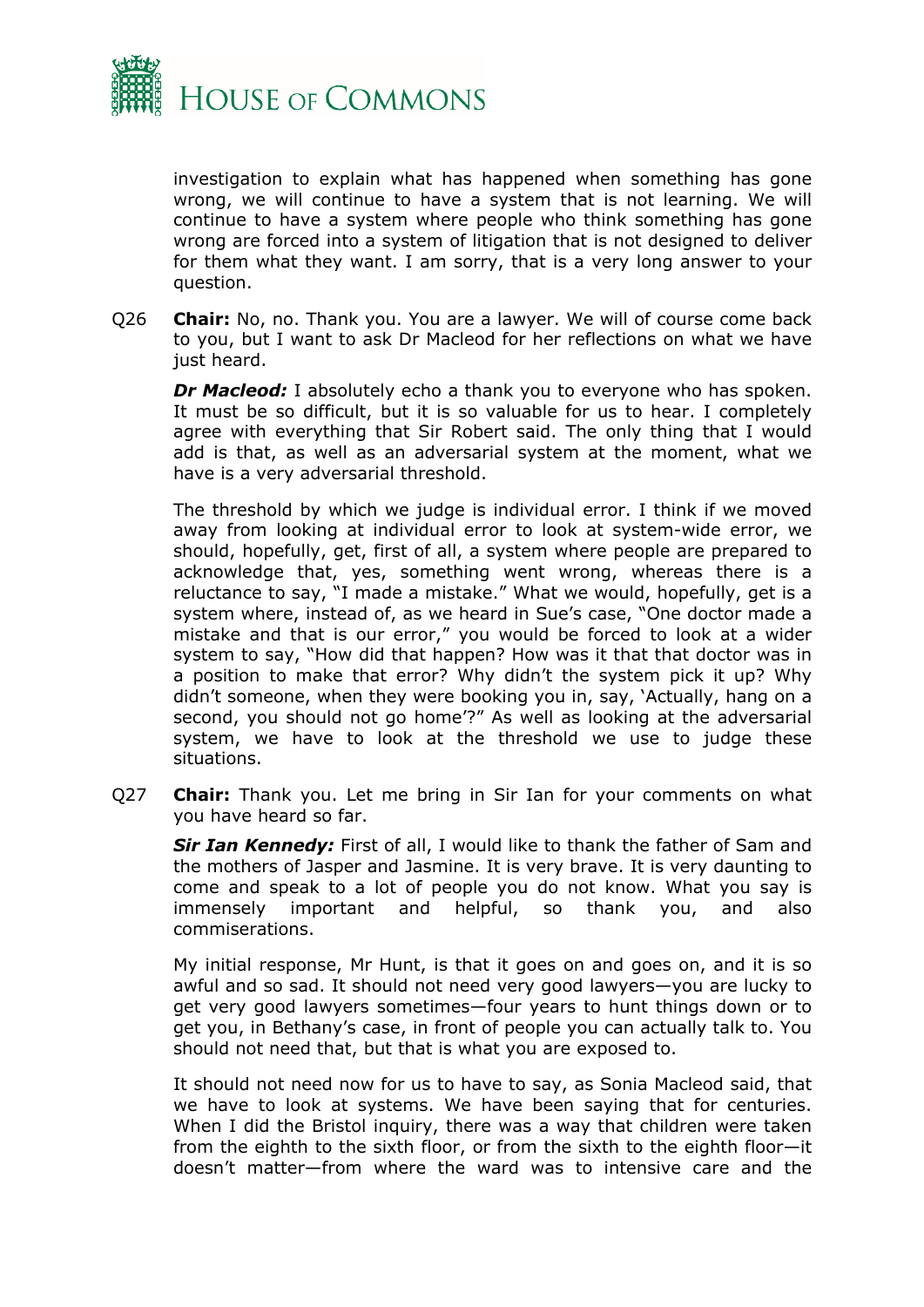investigation to explain what has happened when something has gone wrong, we will continue to have a system that is not learning. We will continue to have a system where people who think something has gone wrong are forced into a system of litigation that is not designed to deliver for them what they want. I am sorry, that is a very long answer to your question.

Q26 **Chair:** No, no. Thank you. You are a lawyer. We will of course come back to you, but I want to ask Dr Macleod for her reflections on what we have just heard.

***Dr Macleod:*** I absolutely echo a thank you to everyone who has spoken. It must be so difficult, but it is so valuable for us to hear. I completely agree with everything that Sir Robert said. The only thing that I would add is that, as well as an adversarial system at the moment, what we have is a very adversarial threshold.

The threshold by which we judge is individual error. I think if we moved away from looking at individual error to look at system-wide error, we should, hopefully, get, first of all, a system where people are prepared to acknowledge that, yes, something went wrong, whereas there is a reluctance to say, "I made a mistake." What we would, hopefully, get is a system where, instead of, as we heard in Sue's case, "One doctor made a mistake and that is our error," you would be forced to look at a wider system to say, "How did that happen? How was it that that doctor was in a position to make that error? Why didn't the system pick it up? Why didn't someone, when they were booking you in, say, 'Actually, hang on a second, you should not go home'?" As well as looking at the adversarial system, we have to look at the threshold we use to judge these situations.

Q27 **Chair:** Thank you. Let me bring in Sir Ian for your comments on what you have heard so far.

***Sir Ian Kennedy:*** First of all, I would like to thank the father of Sam and the mothers of Jasper and Jasmine. It is very brave. It is very daunting to come and speak to a lot of people you do not know. What you say is immensely important and helpful, so thank you, and also commiserations.

My initial response, Mr Hunt, is that it goes on and goes on, and it is so awful and so sad. It should not need very good lawyers—you are lucky to get very good lawyers sometimes—four years to hunt things down or to get you, in Bethany's case, in front of people you can actually talk to. You should not need that, but that is what you are exposed to.

It should not need now for us to have to say, as Sonia Macleod said, that we have to look at systems. We have been saying that for centuries. When I did the Bristol inquiry, there was a way that children were taken from the eighth to the sixth floor, or from the sixth to the eighth floor—it doesn't matter—from where the ward was to intensive care and the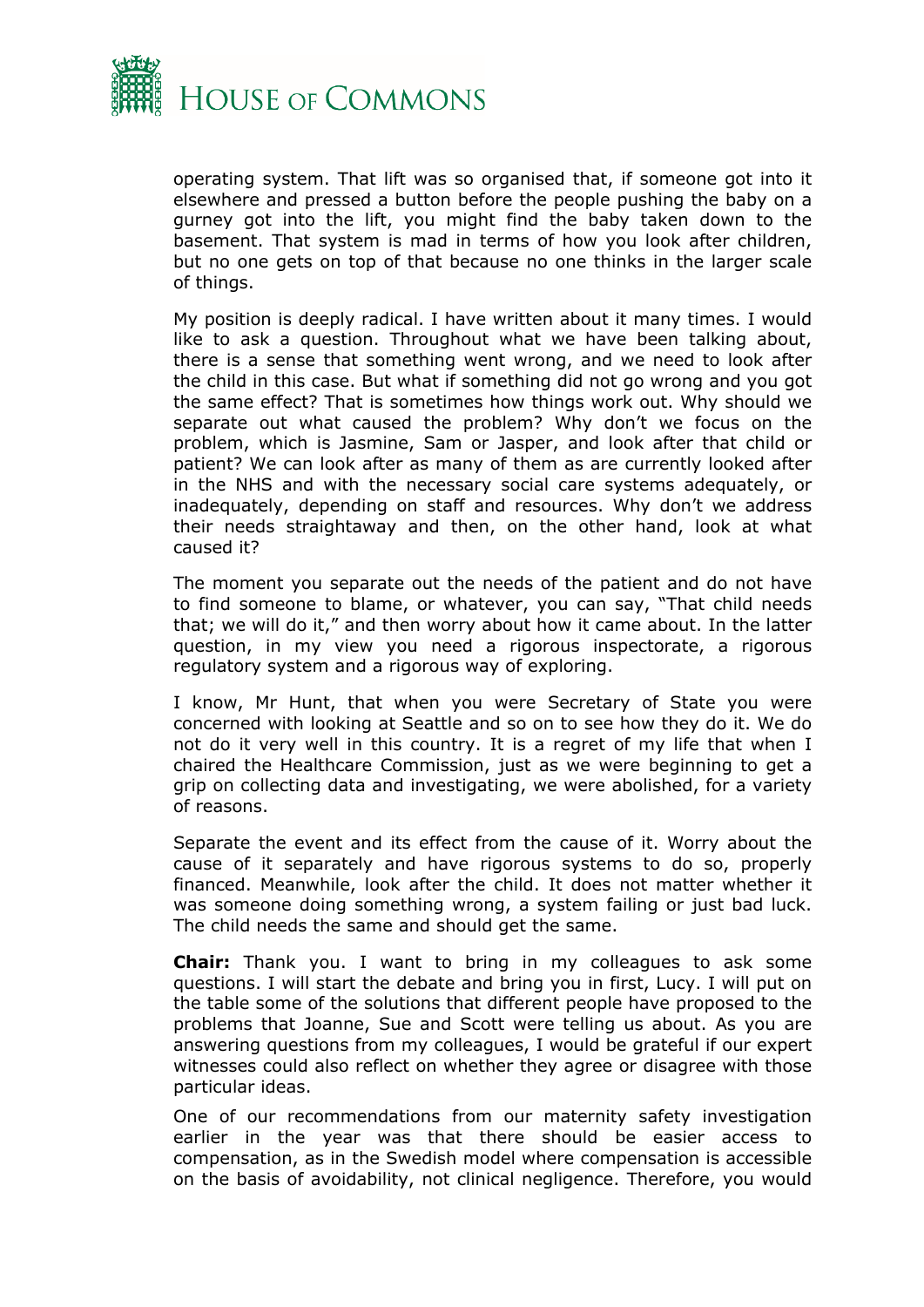operating system. That lift was so organised that, if someone got into it elsewhere and pressed a button before the people pushing the baby on a gurney got into the lift, you might find the baby taken down to the basement. That system is mad in terms of how you look after children, but no one gets on top of that because no one thinks in the larger scale of things.

My position is deeply radical. I have written about it many times. I would like to ask a question. Throughout what we have been talking about, there is a sense that something went wrong, and we need to look after the child in this case. But what if something did not go wrong and you got the same effect? That is sometimes how things work out. Why should we separate out what caused the problem? Why don't we focus on the problem, which is Jasmine, Sam or Jasper, and look after that child or patient? We can look after as many of them as are currently looked after in the NHS and with the necessary social care systems adequately, or inadequately, depending on staff and resources. Why don't we address their needs straightaway and then, on the other hand, look at what caused it?

The moment you separate out the needs of the patient and do not have to find someone to blame, or whatever, you can say, "That child needs that; we will do it," and then worry about how it came about. In the latter question, in my view you need a rigorous inspectorate, a rigorous regulatory system and a rigorous way of exploring.

I know, Mr Hunt, that when you were Secretary of State you were concerned with looking at Seattle and so on to see how they do it. We do not do it very well in this country. It is a regret of my life that when I chaired the Healthcare Commission, just as we were beginning to get a grip on collecting data and investigating, we were abolished, for a variety of reasons.

Separate the event and its effect from the cause of it. Worry about the cause of it separately and have rigorous systems to do so, properly financed. Meanwhile, look after the child. It does not matter whether it was someone doing something wrong, a system failing or just bad luck. The child needs the same and should get the same.

**Chair:** Thank you. I want to bring in my colleagues to ask some questions. I will start the debate and bring you in first, Lucy. I will put on the table some of the solutions that different people have proposed to the problems that Joanne, Sue and Scott were telling us about. As you are answering questions from my colleagues, I would be grateful if our expert witnesses could also reflect on whether they agree or disagree with those particular ideas.

One of our recommendations from our maternity safety investigation earlier in the year was that there should be easier access to compensation, as in the Swedish model where compensation is accessible on the basis of avoidability, not clinical negligence. Therefore, you would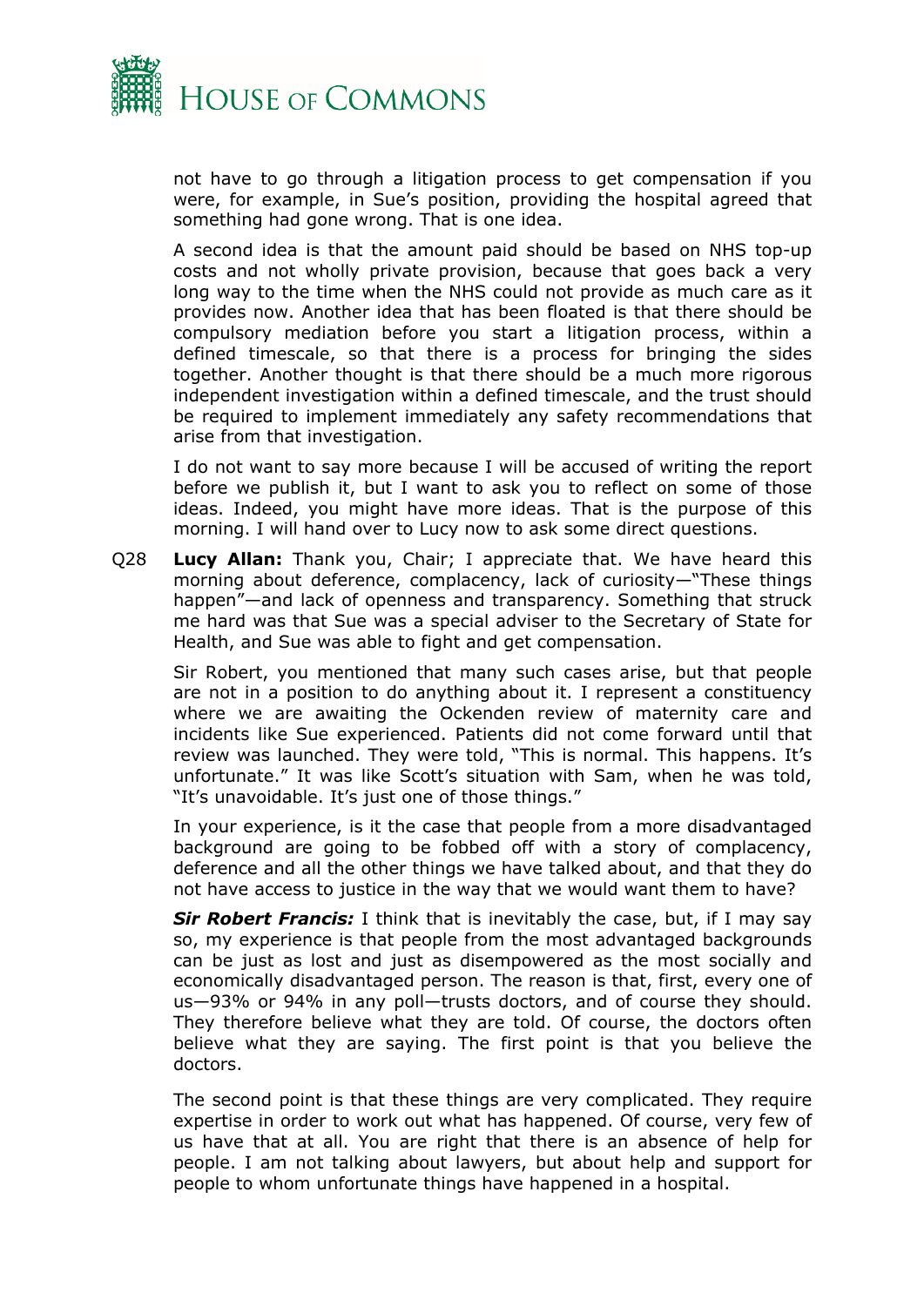not have to go through a litigation process to get compensation if you were, for example, in Sue's position, providing the hospital agreed that something had gone wrong. That is one idea.

A second idea is that the amount paid should be based on NHS top-up costs and not wholly private provision, because that goes back a very long way to the time when the NHS could not provide as much care as it provides now. Another idea that has been floated is that there should be compulsory mediation before you start a litigation process, within a defined timescale, so that there is a process for bringing the sides together. Another thought is that there should be a much more rigorous independent investigation within a defined timescale, and the trust should be required to implement immediately any safety recommendations that arise from that investigation.

I do not want to say more because I will be accused of writing the report before we publish it, but I want to ask you to reflect on some of those ideas. Indeed, you might have more ideas. That is the purpose of this morning. I will hand over to Lucy now to ask some direct questions.

Q28 **Lucy Allan:** Thank you, Chair; I appreciate that. We have heard this morning about deference, complacency, lack of curiosity—"These things happen"—and lack of openness and transparency. Something that struck me hard was that Sue was a special adviser to the Secretary of State for Health, and Sue was able to fight and get compensation.

Sir Robert, you mentioned that many such cases arise, but that people are not in a position to do anything about it. I represent a constituency where we are awaiting the Ockenden review of maternity care and incidents like Sue experienced. Patients did not come forward until that review was launched. They were told, "This is normal. This happens. It's unfortunate." It was like Scott's situation with Sam, when he was told, "It's unavoidable. It's just one of those things."

In your experience, is it the case that people from a more disadvantaged background are going to be fobbed off with a story of complacency, deference and all the other things we have talked about, and that they do not have access to justice in the way that we would want them to have?

***Sir Robert Francis:*** I think that is inevitably the case, but, if I may say so, my experience is that people from the most advantaged backgrounds can be just as lost and just as disempowered as the most socially and economically disadvantaged person. The reason is that, first, every one of us—93% or 94% in any poll—trusts doctors, and of course they should. They therefore believe what they are told. Of course, the doctors often believe what they are saying. The first point is that you believe the doctors.

The second point is that these things are very complicated. They require expertise in order to work out what has happened. Of course, very few of us have that at all. You are right that there is an absence of help for people. I am not talking about lawyers, but about help and support for people to whom unfortunate things have happened in a hospital.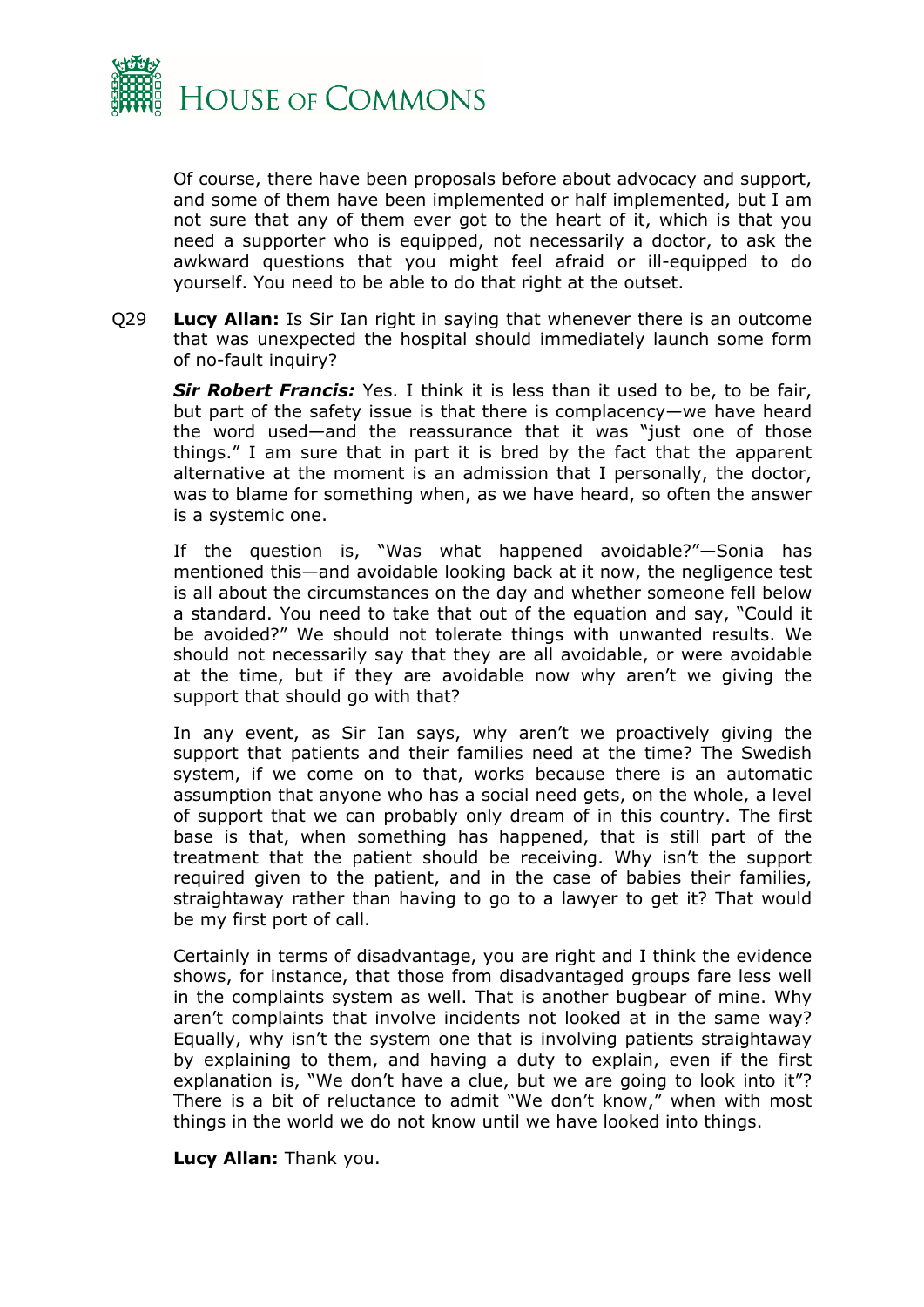Of course, there have been proposals before about advocacy and support, and some of them have been implemented or half implemented, but I am not sure that any of them ever got to the heart of it, which is that you need a supporter who is equipped, not necessarily a doctor, to ask the awkward questions that you might feel afraid or ill-equipped to do yourself. You need to be able to do that right at the outset.

Q29 **Lucy Allan:** Is Sir Ian right in saying that whenever there is an outcome that was unexpected the hospital should immediately launch some form of no-fault inquiry?

***Sir Robert Francis:*** Yes. I think it is less than it used to be, to be fair, but part of the safety issue is that there is complacency—we have heard the word used—and the reassurance that it was "just one of those things." I am sure that in part it is bred by the fact that the apparent alternative at the moment is an admission that I personally, the doctor, was to blame for something when, as we have heard, so often the answer is a systemic one.

If the question is, "Was what happened avoidable?"—Sonia has mentioned this—and avoidable looking back at it now, the negligence test is all about the circumstances on the day and whether someone fell below a standard. You need to take that out of the equation and say, "Could it be avoided?" We should not tolerate things with unwanted results. We should not necessarily say that they are all avoidable, or were avoidable at the time, but if they are avoidable now why aren't we giving the support that should go with that?

In any event, as Sir Ian says, why aren't we proactively giving the support that patients and their families need at the time? The Swedish system, if we come on to that, works because there is an automatic assumption that anyone who has a social need gets, on the whole, a level of support that we can probably only dream of in this country. The first base is that, when something has happened, that is still part of the treatment that the patient should be receiving. Why isn't the support required given to the patient, and in the case of babies their families, straightaway rather than having to go to a lawyer to get it? That would be my first port of call.

Certainly in terms of disadvantage, you are right and I think the evidence shows, for instance, that those from disadvantaged groups fare less well in the complaints system as well. That is another bugbear of mine. Why aren't complaints that involve incidents not looked at in the same way? Equally, why isn't the system one that is involving patients straightaway by explaining to them, and having a duty to explain, even if the first explanation is, "We don't have a clue, but we are going to look into it"? There is a bit of reluctance to admit "We don't know," when with most things in the world we do not know until we have looked into things.

**Lucy Allan:** Thank you.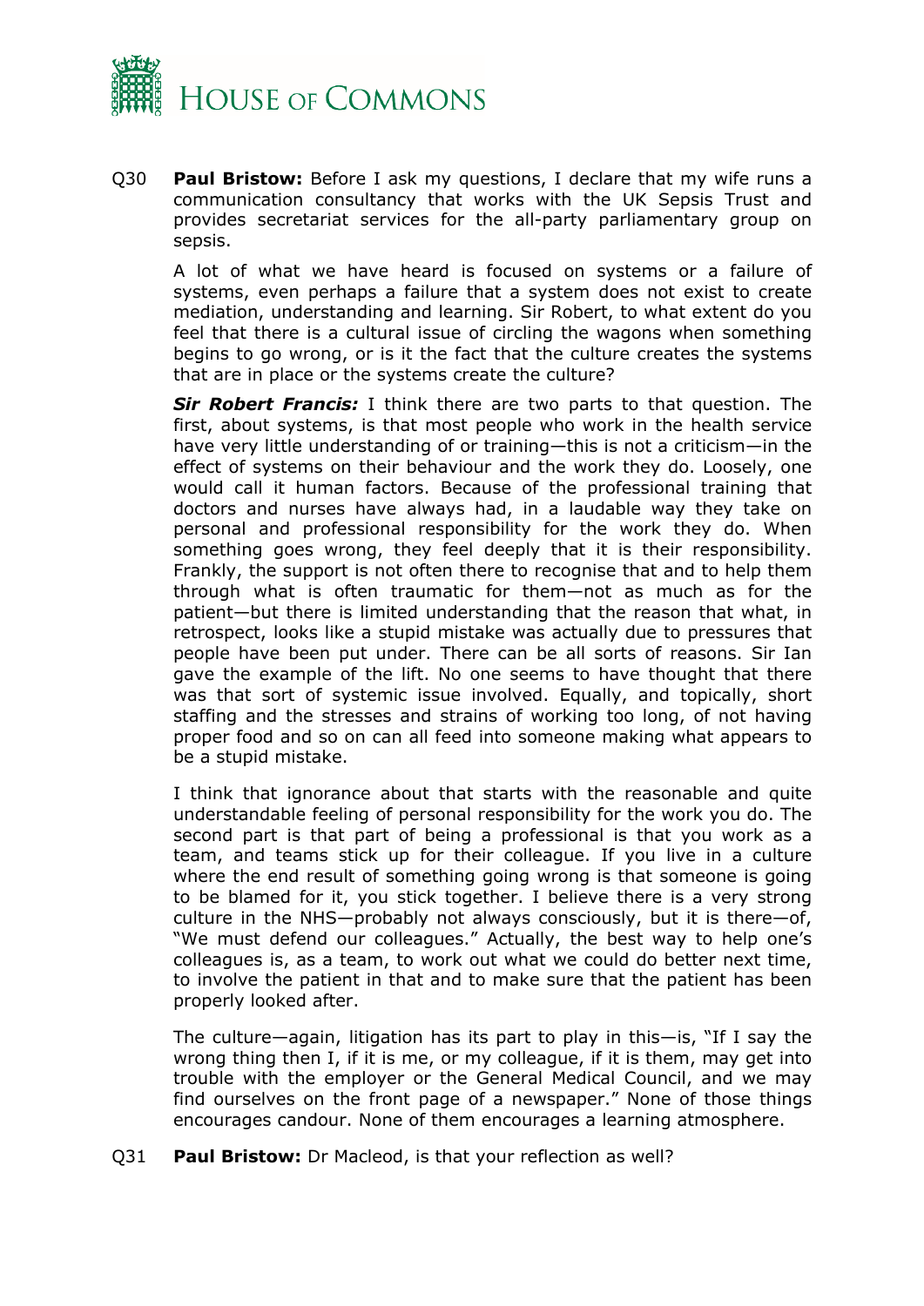Q30 **Paul Bristow:** Before I ask my questions, I declare that my wife runs a communication consultancy that works with the UK Sepsis Trust and provides secretariat services for the all-party parliamentary group on sepsis.

A lot of what we have heard is focused on systems or a failure of systems, even perhaps a failure that a system does not exist to create mediation, understanding and learning. Sir Robert, to what extent do you feel that there is a cultural issue of circling the wagons when something begins to go wrong, or is it the fact that the culture creates the systems that are in place or the systems create the culture?

***Sir Robert Francis:*** I think there are two parts to that question. The first, about systems, is that most people who work in the health service have very little understanding of or training—this is not a criticism—in the effect of systems on their behaviour and the work they do. Loosely, one would call it human factors. Because of the professional training that doctors and nurses have always had, in a laudable way they take on personal and professional responsibility for the work they do. When something goes wrong, they feel deeply that it is their responsibility. Frankly, the support is not often there to recognise that and to help them through what is often traumatic for them—not as much as for the patient—but there is limited understanding that the reason that what, in retrospect, looks like a stupid mistake was actually due to pressures that people have been put under. There can be all sorts of reasons. Sir Ian gave the example of the lift. No one seems to have thought that there was that sort of systemic issue involved. Equally, and topically, short staffing and the stresses and strains of working too long, of not having proper food and so on can all feed into someone making what appears to be a stupid mistake.

I think that ignorance about that starts with the reasonable and quite understandable feeling of personal responsibility for the work you do. The second part is that part of being a professional is that you work as a team, and teams stick up for their colleague. If you live in a culture where the end result of something going wrong is that someone is going to be blamed for it, you stick together. I believe there is a very strong culture in the NHS—probably not always consciously, but it is there—of, "We must defend our colleagues." Actually, the best way to help one's colleagues is, as a team, to work out what we could do better next time, to involve the patient in that and to make sure that the patient has been properly looked after.

The culture—again, litigation has its part to play in this—is, "If I say the wrong thing then I, if it is me, or my colleague, if it is them, may get into trouble with the employer or the General Medical Council, and we may find ourselves on the front page of a newspaper." None of those things encourages candour. None of them encourages a learning atmosphere.

Q31 **Paul Bristow:** Dr Macleod, is that your reflection as well?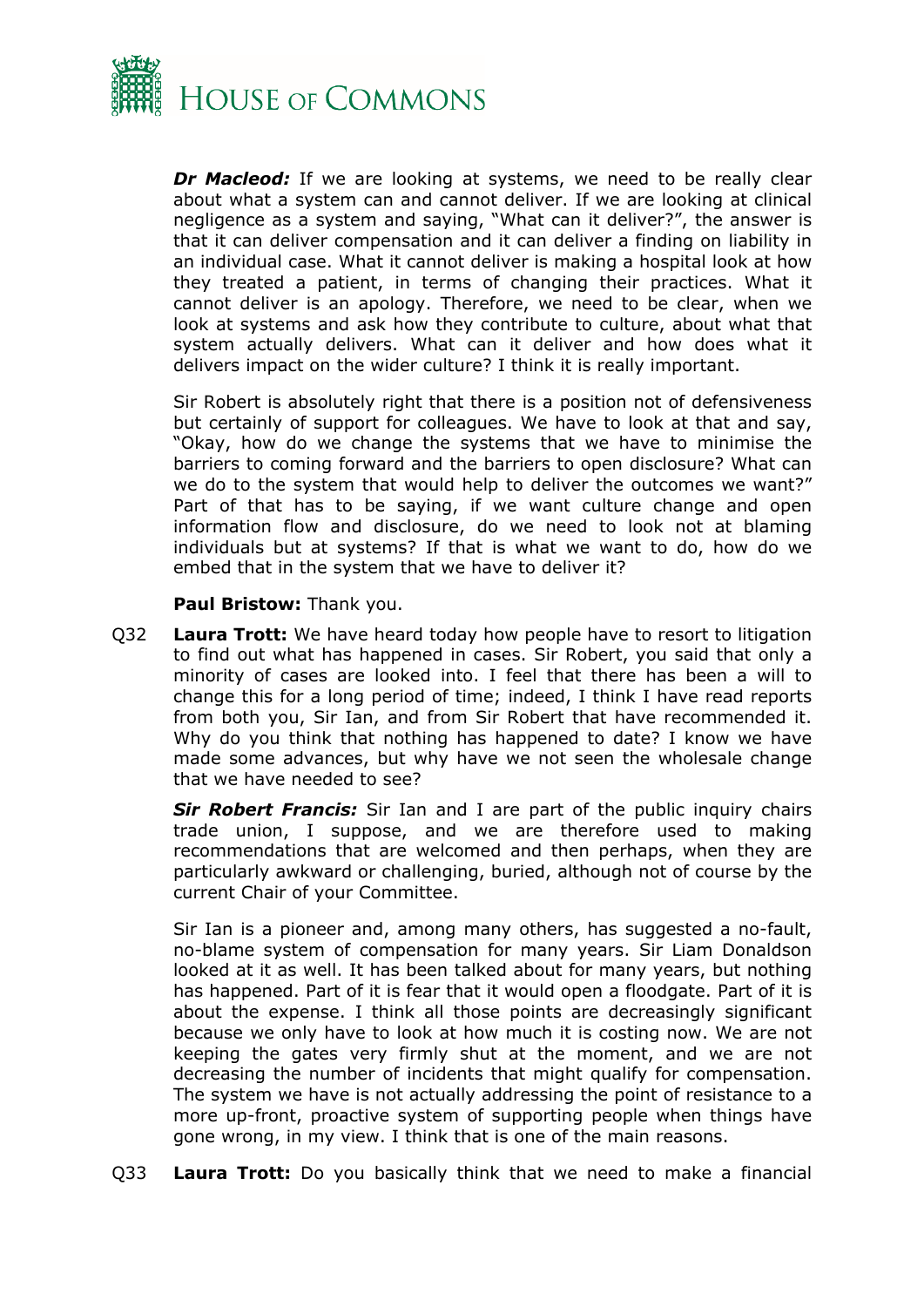***Dr Macleod:*** If we are looking at systems, we need to be really clear about what a system can and cannot deliver. If we are looking at clinical negligence as a system and saying, "What can it deliver?", the answer is that it can deliver compensation and it can deliver a finding on liability in an individual case. What it cannot deliver is making a hospital look at how they treated a patient, in terms of changing their practices. What it cannot deliver is an apology. Therefore, we need to be clear, when we look at systems and ask how they contribute to culture, about what that system actually delivers. What can it deliver and how does what it delivers impact on the wider culture? I think it is really important.

Sir Robert is absolutely right that there is a position not of defensiveness but certainly of support for colleagues. We have to look at that and say, "Okay, how do we change the systems that we have to minimise the barriers to coming forward and the barriers to open disclosure? What can we do to the system that would help to deliver the outcomes we want?" Part of that has to be saying, if we want culture change and open information flow and disclosure, do we need to look not at blaming individuals but at systems? If that is what we want to do, how do we embed that in the system that we have to deliver it?

**Paul Bristow:** Thank you.

Q32 **Laura Trott:** We have heard today how people have to resort to litigation to find out what has happened in cases. Sir Robert, you said that only a minority of cases are looked into. I feel that there has been a will to change this for a long period of time; indeed, I think I have read reports from both you, Sir Ian, and from Sir Robert that have recommended it. Why do you think that nothing has happened to date? I know we have made some advances, but why have we not seen the wholesale change that we have needed to see?

***Sir Robert Francis:*** Sir Ian and I are part of the public inquiry chairs trade union, I suppose, and we are therefore used to making recommendations that are welcomed and then perhaps, when they are particularly awkward or challenging, buried, although not of course by the current Chair of your Committee.

Sir Ian is a pioneer and, among many others, has suggested a no-fault, no-blame system of compensation for many years. Sir Liam Donaldson looked at it as well. It has been talked about for many years, but nothing has happened. Part of it is fear that it would open a floodgate. Part of it is about the expense. I think all those points are decreasingly significant because we only have to look at how much it is costing now. We are not keeping the gates very firmly shut at the moment, and we are not decreasing the number of incidents that might qualify for compensation. The system we have is not actually addressing the point of resistance to a more up-front, proactive system of supporting people when things have gone wrong, in my view. I think that is one of the main reasons.

Q33 **Laura Trott:** Do you basically think that we need to make a financial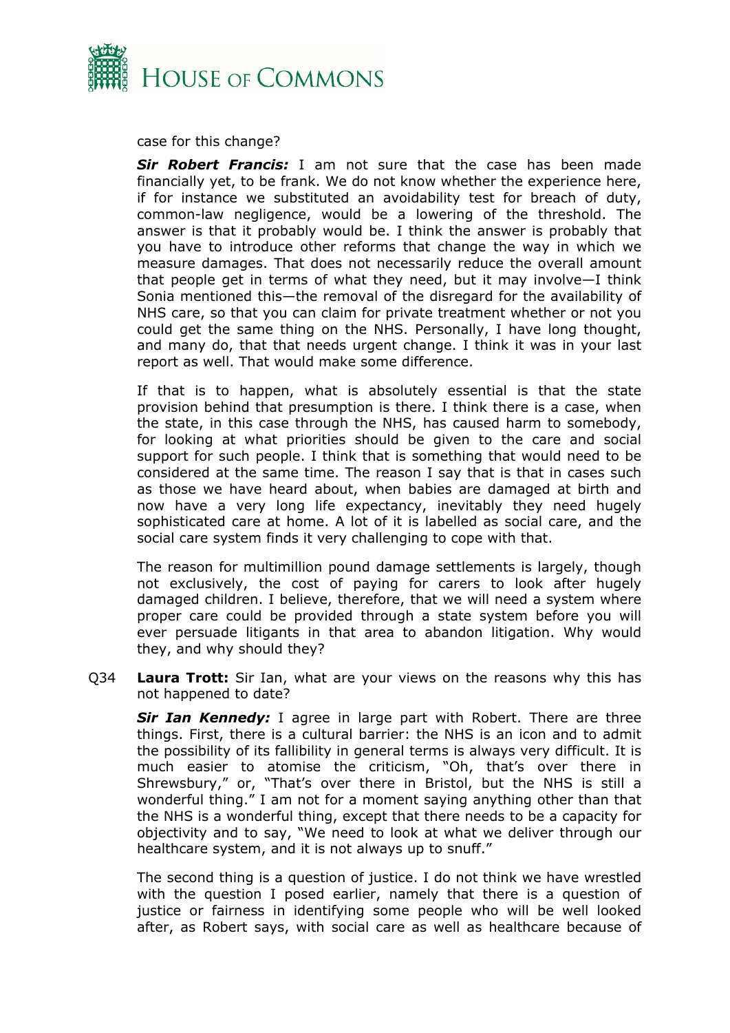case for this change?

***Sir Robert Francis:*** I am not sure that the case has been made financially yet, to be frank. We do not know whether the experience here, if for instance we substituted an avoidability test for breach of duty, common-law negligence, would be a lowering of the threshold. The answer is that it probably would be. I think the answer is probably that you have to introduce other reforms that change the way in which we measure damages. That does not necessarily reduce the overall amount that people get in terms of what they need, but it may involve—I think Sonia mentioned this—the removal of the disregard for the availability of NHS care, so that you can claim for private treatment whether or not you could get the same thing on the NHS. Personally, I have long thought, and many do, that that needs urgent change. I think it was in your last report as well. That would make some difference.

If that is to happen, what is absolutely essential is that the state provision behind that presumption is there. I think there is a case, when the state, in this case through the NHS, has caused harm to somebody, for looking at what priorities should be given to the care and social support for such people. I think that is something that would need to be considered at the same time. The reason I say that is that in cases such as those we have heard about, when babies are damaged at birth and now have a very long life expectancy, inevitably they need hugely sophisticated care at home. A lot of it is labelled as social care, and the social care system finds it very challenging to cope with that.

The reason for multimillion pound damage settlements is largely, though not exclusively, the cost of paying for carers to look after hugely damaged children. I believe, therefore, that we will need a system where proper care could be provided through a state system before you will ever persuade litigants in that area to abandon litigation. Why would they, and why should they?

Q34 **Laura Trott:** Sir Ian, what are your views on the reasons why this has not happened to date?

***Sir Ian Kennedy:*** I agree in large part with Robert. There are three things. First, there is a cultural barrier: the NHS is an icon and to admit the possibility of its fallibility in general terms is always very difficult. It is much easier to atomise the criticism, "Oh, that's over there in Shrewsbury," or, "That's over there in Bristol, but the NHS is still a wonderful thing." I am not for a moment saying anything other than that the NHS is a wonderful thing, except that there needs to be a capacity for objectivity and to say, "We need to look at what we deliver through our healthcare system, and it is not always up to snuff."

The second thing is a question of justice. I do not think we have wrestled with the question I posed earlier, namely that there is a question of justice or fairness in identifying some people who will be well looked after, as Robert says, with social care as well as healthcare because of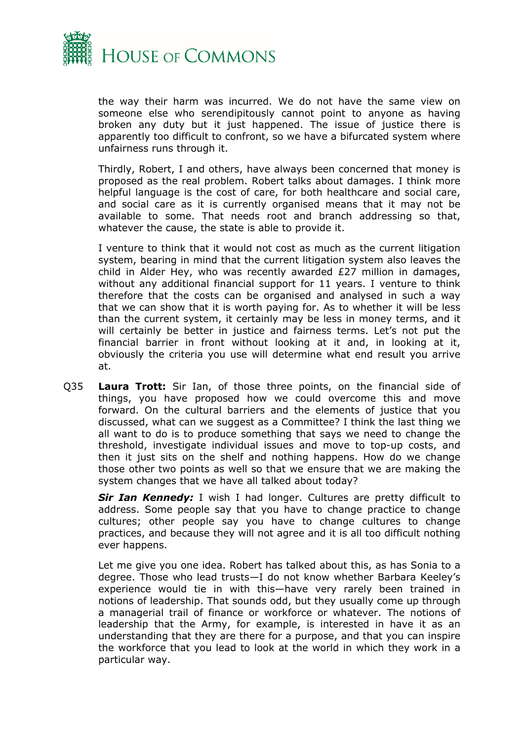the way their harm was incurred. We do not have the same view on someone else who serendipitously cannot point to anyone as having broken any duty but it just happened. The issue of justice there is apparently too difficult to confront, so we have a bifurcated system where unfairness runs through it.

Thirdly, Robert, I and others, have always been concerned that money is proposed as the real problem. Robert talks about damages. I think more helpful language is the cost of care, for both healthcare and social care, and social care as it is currently organised means that it may not be available to some. That needs root and branch addressing so that, whatever the cause, the state is able to provide it.

I venture to think that it would not cost as much as the current litigation system, bearing in mind that the current litigation system also leaves the child in Alder Hey, who was recently awarded £27 million in damages, without any additional financial support for 11 years. I venture to think therefore that the costs can be organised and analysed in such a way that we can show that it is worth paying for. As to whether it will be less than the current system, it certainly may be less in money terms, and it will certainly be better in justice and fairness terms. Let's not put the financial barrier in front without looking at it and, in looking at it, obviously the criteria you use will determine what end result you arrive at.

Q35 **Laura Trott:** Sir Ian, of those three points, on the financial side of things, you have proposed how we could overcome this and move forward. On the cultural barriers and the elements of justice that you discussed, what can we suggest as a Committee? I think the last thing we all want to do is to produce something that says we need to change the threshold, investigate individual issues and move to top-up costs, and then it just sits on the shelf and nothing happens. How do we change those other two points as well so that we ensure that we are making the system changes that we have all talked about today?

***Sir Ian Kennedy:*** I wish I had longer. Cultures are pretty difficult to address. Some people say that you have to change practice to change cultures; other people say you have to change cultures to change practices, and because they will not agree and it is all too difficult nothing ever happens.

Let me give you one idea. Robert has talked about this, as has Sonia to a degree. Those who lead trusts—I do not know whether Barbara Keeley's experience would tie in with this—have very rarely been trained in notions of leadership. That sounds odd, but they usually come up through a managerial trail of finance or workforce or whatever. The notions of leadership that the Army, for example, is interested in have it as an understanding that they are there for a purpose, and that you can inspire the workforce that you lead to look at the world in which they work in a particular way.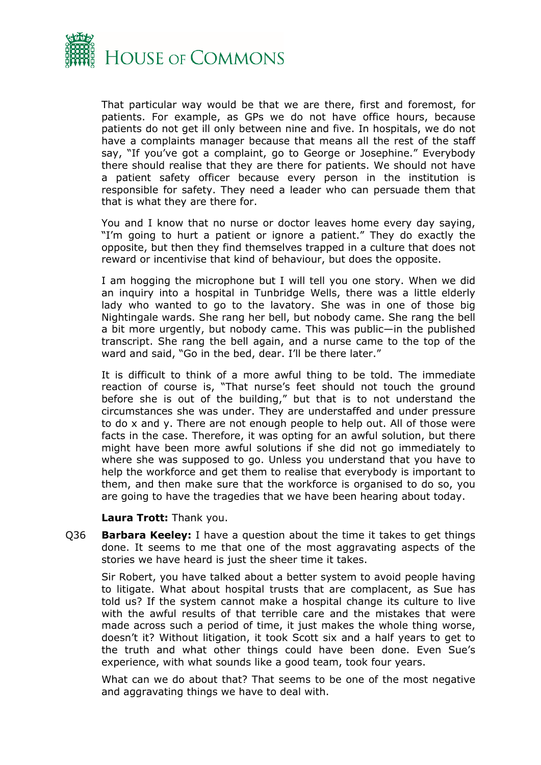That particular way would be that we are there, first and foremost, for patients. For example, as GPs we do not have office hours, because patients do not get ill only between nine and five. In hospitals, we do not have a complaints manager because that means all the rest of the staff say, "If you've got a complaint, go to George or Josephine." Everybody there should realise that they are there for patients. We should not have a patient safety officer because every person in the institution is responsible for safety. They need a leader who can persuade them that that is what they are there for.

You and I know that no nurse or doctor leaves home every day saying, "I'm going to hurt a patient or ignore a patient." They do exactly the opposite, but then they find themselves trapped in a culture that does not reward or incentivise that kind of behaviour, but does the opposite.

I am hogging the microphone but I will tell you one story. When we did an inquiry into a hospital in Tunbridge Wells, there was a little elderly lady who wanted to go to the lavatory. She was in one of those big Nightingale wards. She rang her bell, but nobody came. She rang the bell a bit more urgently, but nobody came. This was public—in the published transcript. She rang the bell again, and a nurse came to the top of the ward and said, "Go in the bed, dear. I'll be there later."

It is difficult to think of a more awful thing to be told. The immediate reaction of course is, "That nurse's feet should not touch the ground before she is out of the building," but that is to not understand the circumstances she was under. They are understaffed and under pressure to do x and y. There are not enough people to help out. All of those were facts in the case. Therefore, it was opting for an awful solution, but there might have been more awful solutions if she did not go immediately to where she was supposed to go. Unless you understand that you have to help the workforce and get them to realise that everybody is important to them, and then make sure that the workforce is organised to do so, you are going to have the tragedies that we have been hearing about today.

**Laura Trott:** Thank you.

Q36 **Barbara Keeley:** I have a question about the time it takes to get things done. It seems to me that one of the most aggravating aspects of the stories we have heard is just the sheer time it takes.

Sir Robert, you have talked about a better system to avoid people having to litigate. What about hospital trusts that are complacent, as Sue has told us? If the system cannot make a hospital change its culture to live with the awful results of that terrible care and the mistakes that were made across such a period of time, it just makes the whole thing worse, doesn't it? Without litigation, it took Scott six and a half years to get to the truth and what other things could have been done. Even Sue's experience, with what sounds like a good team, took four years.

What can we do about that? That seems to be one of the most negative and aggravating things we have to deal with.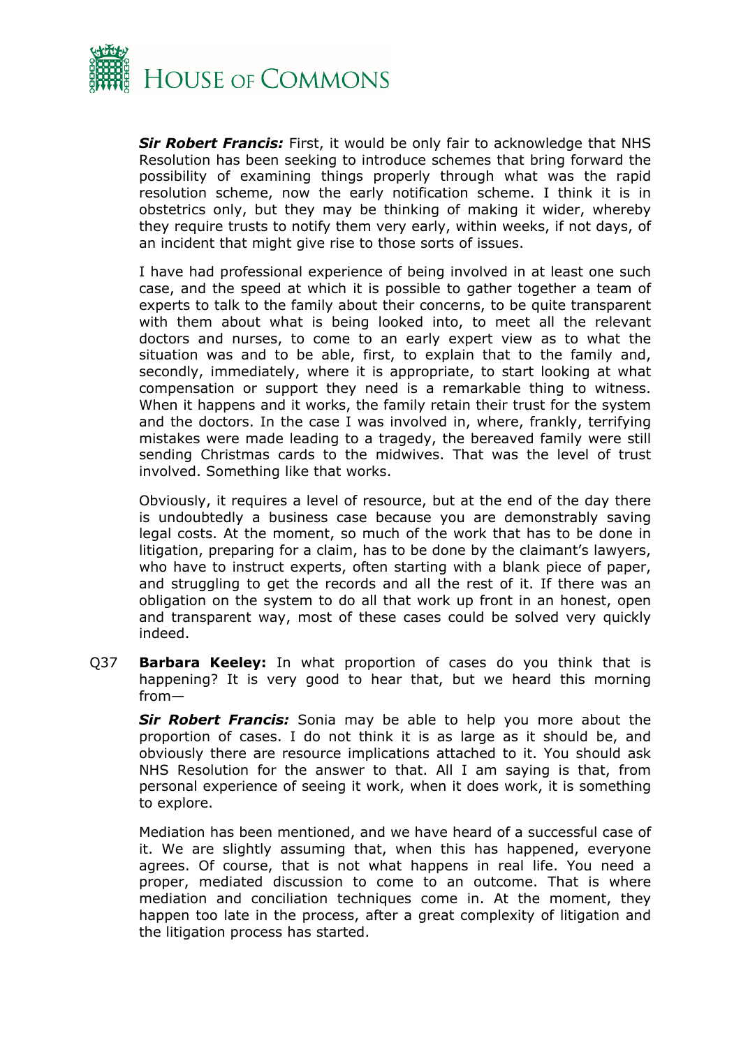***Sir Robert Francis:*** First, it would be only fair to acknowledge that NHS Resolution has been seeking to introduce schemes that bring forward the possibility of examining things properly through what was the rapid resolution scheme, now the early notification scheme. I think it is in obstetrics only, but they may be thinking of making it wider, whereby they require trusts to notify them very early, within weeks, if not days, of an incident that might give rise to those sorts of issues.

I have had professional experience of being involved in at least one such case, and the speed at which it is possible to gather together a team of experts to talk to the family about their concerns, to be quite transparent with them about what is being looked into, to meet all the relevant doctors and nurses, to come to an early expert view as to what the situation was and to be able, first, to explain that to the family and, secondly, immediately, where it is appropriate, to start looking at what compensation or support they need is a remarkable thing to witness. When it happens and it works, the family retain their trust for the system and the doctors. In the case I was involved in, where, frankly, terrifying mistakes were made leading to a tragedy, the bereaved family were still sending Christmas cards to the midwives. That was the level of trust involved. Something like that works.

Obviously, it requires a level of resource, but at the end of the day there is undoubtedly a business case because you are demonstrably saving legal costs. At the moment, so much of the work that has to be done in litigation, preparing for a claim, has to be done by the claimant's lawyers, who have to instruct experts, often starting with a blank piece of paper, and struggling to get the records and all the rest of it. If there was an obligation on the system to do all that work up front in an honest, open and transparent way, most of these cases could be solved very quickly indeed.

Q37 **Barbara Keeley:** In what proportion of cases do you think that is happening? It is very good to hear that, but we heard this morning from—

***Sir Robert Francis:*** Sonia may be able to help you more about the proportion of cases. I do not think it is as large as it should be, and obviously there are resource implications attached to it. You should ask NHS Resolution for the answer to that. All I am saying is that, from personal experience of seeing it work, when it does work, it is something to explore.

Mediation has been mentioned, and we have heard of a successful case of it. We are slightly assuming that, when this has happened, everyone agrees. Of course, that is not what happens in real life. You need a proper, mediated discussion to come to an outcome. That is where mediation and conciliation techniques come in. At the moment, they happen too late in the process, after a great complexity of litigation and the litigation process has started.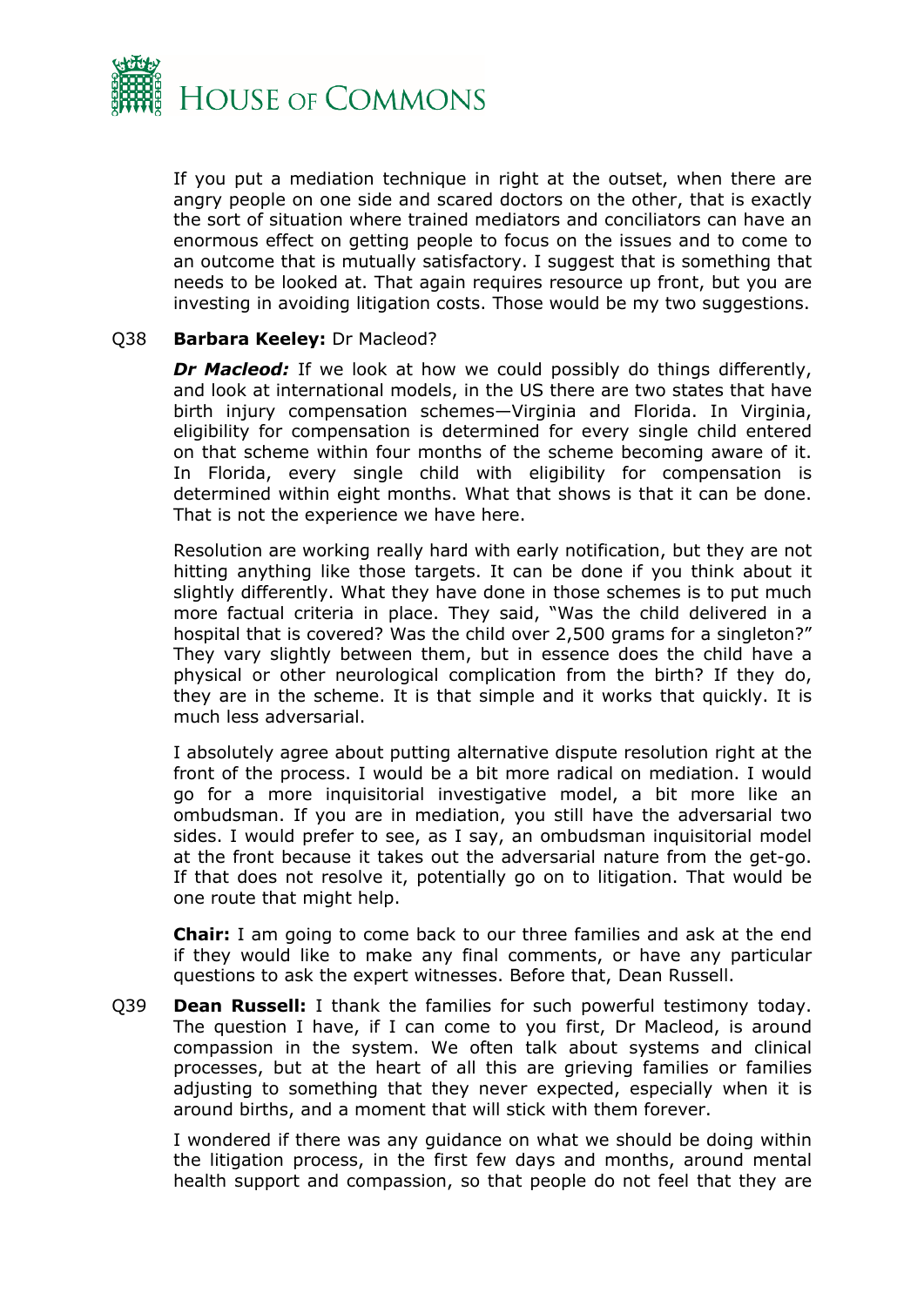If you put a mediation technique in right at the outset, when there are angry people on one side and scared doctors on the other, that is exactly the sort of situation where trained mediators and conciliators can have an enormous effect on getting people to focus on the issues and to come to an outcome that is mutually satisfactory. I suggest that is something that needs to be looked at. That again requires resource up front, but you are investing in avoiding litigation costs. Those would be my two suggestions.

Q38 **Barbara Keeley:** Dr Macleod?

***Dr Macleod:*** If we look at how we could possibly do things differently, and look at international models, in the US there are two states that have birth injury compensation schemes—Virginia and Florida. In Virginia, eligibility for compensation is determined for every single child entered on that scheme within four months of the scheme becoming aware of it. In Florida, every single child with eligibility for compensation is determined within eight months. What that shows is that it can be done. That is not the experience we have here.

Resolution are working really hard with early notification, but they are not hitting anything like those targets. It can be done if you think about it slightly differently. What they have done in those schemes is to put much more factual criteria in place. They said, "Was the child delivered in a hospital that is covered? Was the child over 2,500 grams for a singleton?" They vary slightly between them, but in essence does the child have a physical or other neurological complication from the birth? If they do, they are in the scheme. It is that simple and it works that quickly. It is much less adversarial.

I absolutely agree about putting alternative dispute resolution right at the front of the process. I would be a bit more radical on mediation. I would go for a more inquisitorial investigative model, a bit more like an ombudsman. If you are in mediation, you still have the adversarial two sides. I would prefer to see, as I say, an ombudsman inquisitorial model at the front because it takes out the adversarial nature from the get-go. If that does not resolve it, potentially go on to litigation. That would be one route that might help.

**Chair:** I am going to come back to our three families and ask at the end if they would like to make any final comments, or have any particular questions to ask the expert witnesses. Before that, Dean Russell.

Q39 **Dean Russell:** I thank the families for such powerful testimony today. The question I have, if I can come to you first, Dr Macleod, is around compassion in the system. We often talk about systems and clinical processes, but at the heart of all this are grieving families or families adjusting to something that they never expected, especially when it is around births, and a moment that will stick with them forever.

I wondered if there was any guidance on what we should be doing within the litigation process, in the first few days and months, around mental health support and compassion, so that people do not feel that they are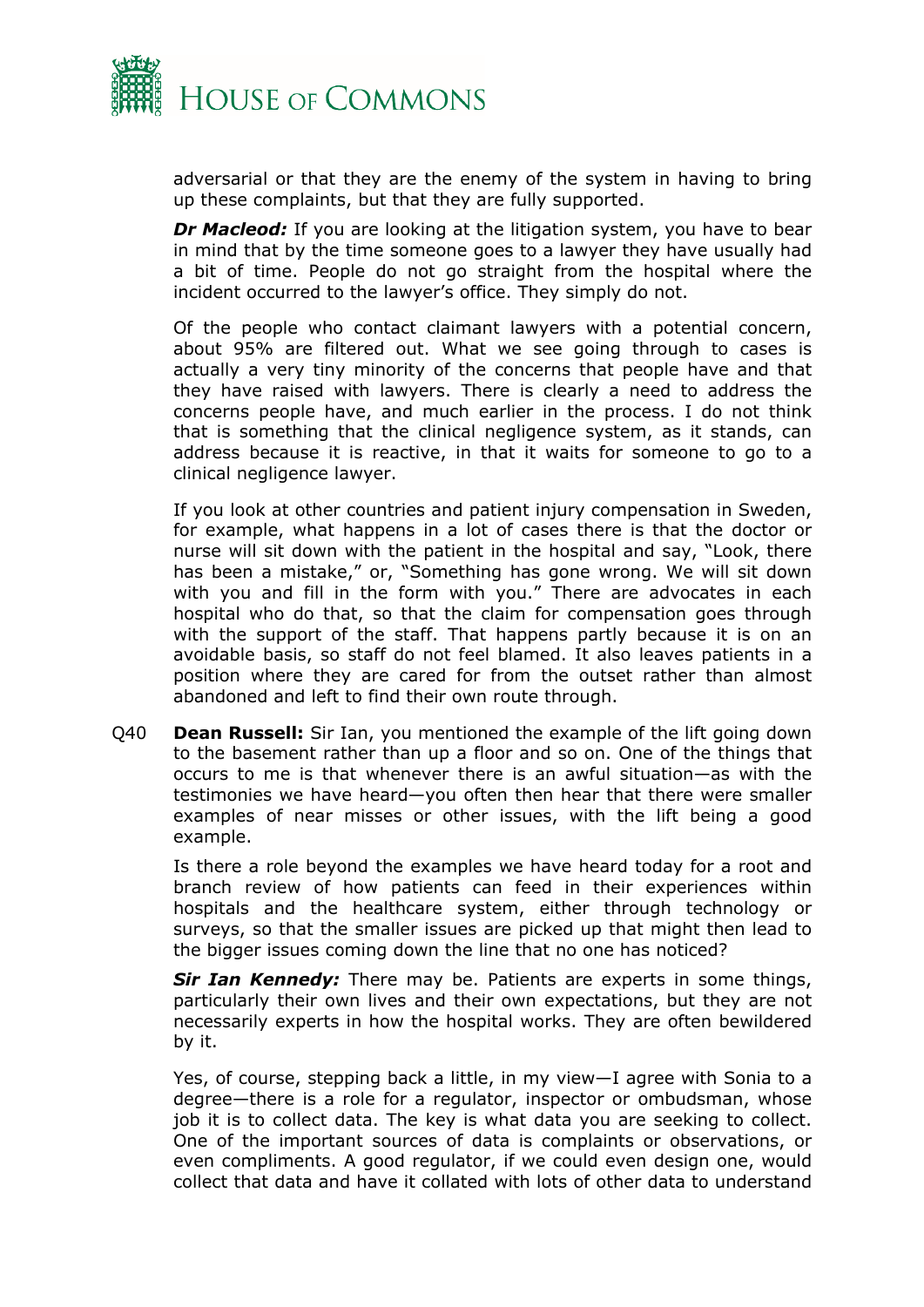adversarial or that they are the enemy of the system in having to bring up these complaints, but that they are fully supported.

***Dr Macleod:*** If you are looking at the litigation system, you have to bear in mind that by the time someone goes to a lawyer they have usually had a bit of time. People do not go straight from the hospital where the incident occurred to the lawyer's office. They simply do not.

Of the people who contact claimant lawyers with a potential concern, about 95% are filtered out. What we see going through to cases is actually a very tiny minority of the concerns that people have and that they have raised with lawyers. There is clearly a need to address the concerns people have, and much earlier in the process. I do not think that is something that the clinical negligence system, as it stands, can address because it is reactive, in that it waits for someone to go to a clinical negligence lawyer.

If you look at other countries and patient injury compensation in Sweden, for example, what happens in a lot of cases there is that the doctor or nurse will sit down with the patient in the hospital and say, "Look, there has been a mistake," or, "Something has gone wrong. We will sit down with you and fill in the form with you." There are advocates in each hospital who do that, so that the claim for compensation goes through with the support of the staff. That happens partly because it is on an avoidable basis, so staff do not feel blamed. It also leaves patients in a position where they are cared for from the outset rather than almost abandoned and left to find their own route through.

Q40 **Dean Russell:** Sir Ian, you mentioned the example of the lift going down to the basement rather than up a floor and so on. One of the things that occurs to me is that whenever there is an awful situation—as with the testimonies we have heard—you often then hear that there were smaller examples of near misses or other issues, with the lift being a good example.

Is there a role beyond the examples we have heard today for a root and branch review of how patients can feed in their experiences within hospitals and the healthcare system, either through technology or surveys, so that the smaller issues are picked up that might then lead to the bigger issues coming down the line that no one has noticed?

***Sir Ian Kennedy:*** There may be. Patients are experts in some things, particularly their own lives and their own expectations, but they are not necessarily experts in how the hospital works. They are often bewildered by it.

Yes, of course, stepping back a little, in my view—I agree with Sonia to a degree—there is a role for a regulator, inspector or ombudsman, whose job it is to collect data. The key is what data you are seeking to collect. One of the important sources of data is complaints or observations, or even compliments. A good regulator, if we could even design one, would collect that data and have it collated with lots of other data to understand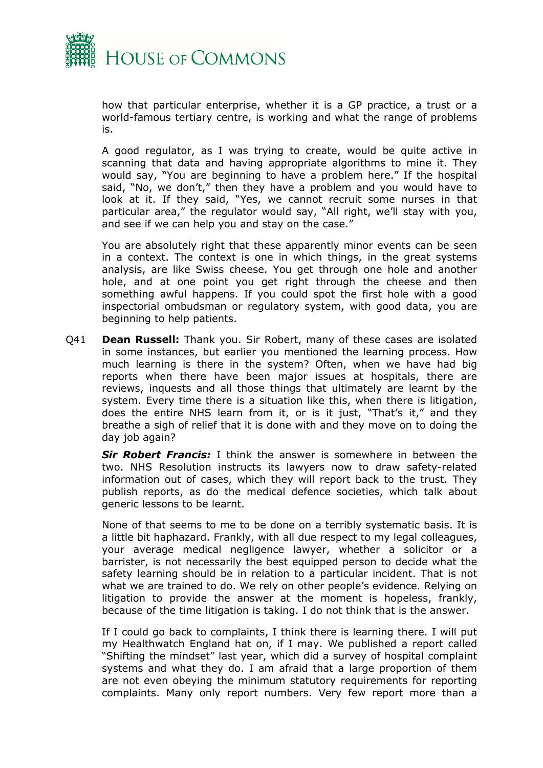how that particular enterprise, whether it is a GP practice, a trust or a world-famous tertiary centre, is working and what the range of problems is.

A good regulator, as I was trying to create, would be quite active in scanning that data and having appropriate algorithms to mine it. They would say, "You are beginning to have a problem here." If the hospital said, "No, we don't," then they have a problem and you would have to look at it. If they said, "Yes, we cannot recruit some nurses in that particular area," the regulator would say, "All right, we'll stay with you, and see if we can help you and stay on the case."

You are absolutely right that these apparently minor events can be seen in a context. The context is one in which things, in the great systems analysis, are like Swiss cheese. You get through one hole and another hole, and at one point you get right through the cheese and then something awful happens. If you could spot the first hole with a good inspectorial ombudsman or regulatory system, with good data, you are beginning to help patients.

Q41 **Dean Russell:** Thank you. Sir Robert, many of these cases are isolated in some instances, but earlier you mentioned the learning process. How much learning is there in the system? Often, when we have had big reports when there have been major issues at hospitals, there are reviews, inquests and all those things that ultimately are learnt by the system. Every time there is a situation like this, when there is litigation, does the entire NHS learn from it, or is it just, "That's it," and they breathe a sigh of relief that it is done with and they move on to doing the day job again?

***Sir Robert Francis:*** I think the answer is somewhere in between the two. NHS Resolution instructs its lawyers now to draw safety-related information out of cases, which they will report back to the trust. They publish reports, as do the medical defence societies, which talk about generic lessons to be learnt.

None of that seems to me to be done on a terribly systematic basis. It is a little bit haphazard. Frankly, with all due respect to my legal colleagues, your average medical negligence lawyer, whether a solicitor or a barrister, is not necessarily the best equipped person to decide what the safety learning should be in relation to a particular incident. That is not what we are trained to do. We rely on other people's evidence. Relying on litigation to provide the answer at the moment is hopeless, frankly, because of the time litigation is taking. I do not think that is the answer.

If I could go back to complaints, I think there is learning there. I will put my Healthwatch England hat on, if I may. We published a report called "Shifting the mindset" last year, which did a survey of hospital complaint systems and what they do. I am afraid that a large proportion of them are not even obeying the minimum statutory requirements for reporting complaints. Many only report numbers. Very few report more than a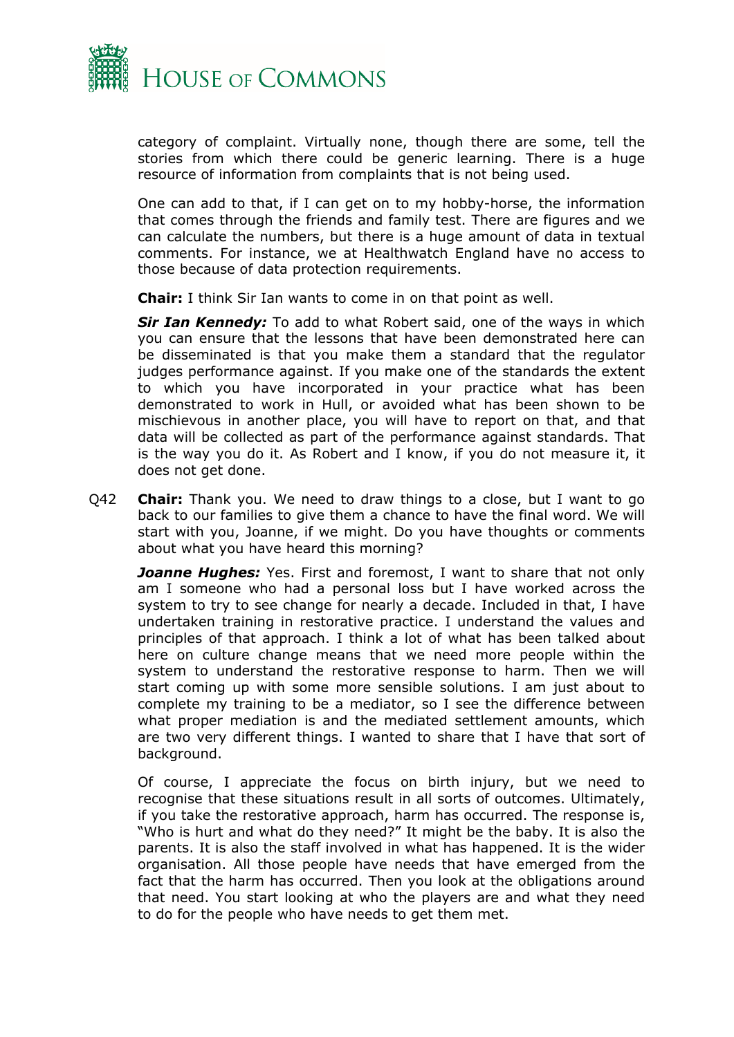category of complaint. Virtually none, though there are some, tell the stories from which there could be generic learning. There is a huge resource of information from complaints that is not being used.

One can add to that, if I can get on to my hobby-horse, the information that comes through the friends and family test. There are figures and we can calculate the numbers, but there is a huge amount of data in textual comments. For instance, we at Healthwatch England have no access to those because of data protection requirements.

**Chair:** I think Sir Ian wants to come in on that point as well.

***Sir Ian Kennedy:*** To add to what Robert said, one of the ways in which you can ensure that the lessons that have been demonstrated here can be disseminated is that you make them a standard that the regulator judges performance against. If you make one of the standards the extent to which you have incorporated in your practice what has been demonstrated to work in Hull, or avoided what has been shown to be mischievous in another place, you will have to report on that, and that data will be collected as part of the performance against standards. That is the way you do it. As Robert and I know, if you do not measure it, it does not get done.

Q42 **Chair:** Thank you. We need to draw things to a close, but I want to go back to our families to give them a chance to have the final word. We will start with you, Joanne, if we might. Do you have thoughts or comments about what you have heard this morning?

***Joanne Hughes:*** Yes. First and foremost, I want to share that not only am I someone who had a personal loss but I have worked across the system to try to see change for nearly a decade. Included in that, I have undertaken training in restorative practice. I understand the values and principles of that approach. I think a lot of what has been talked about here on culture change means that we need more people within the system to understand the restorative response to harm. Then we will start coming up with some more sensible solutions. I am just about to complete my training to be a mediator, so I see the difference between what proper mediation is and the mediated settlement amounts, which are two very different things. I wanted to share that I have that sort of background.

Of course, I appreciate the focus on birth injury, but we need to recognise that these situations result in all sorts of outcomes. Ultimately, if you take the restorative approach, harm has occurred. The response is, "Who is hurt and what do they need?" It might be the baby. It is also the parents. It is also the staff involved in what has happened. It is the wider organisation. All those people have needs that have emerged from the fact that the harm has occurred. Then you look at the obligations around that need. You start looking at who the players are and what they need to do for the people who have needs to get them met.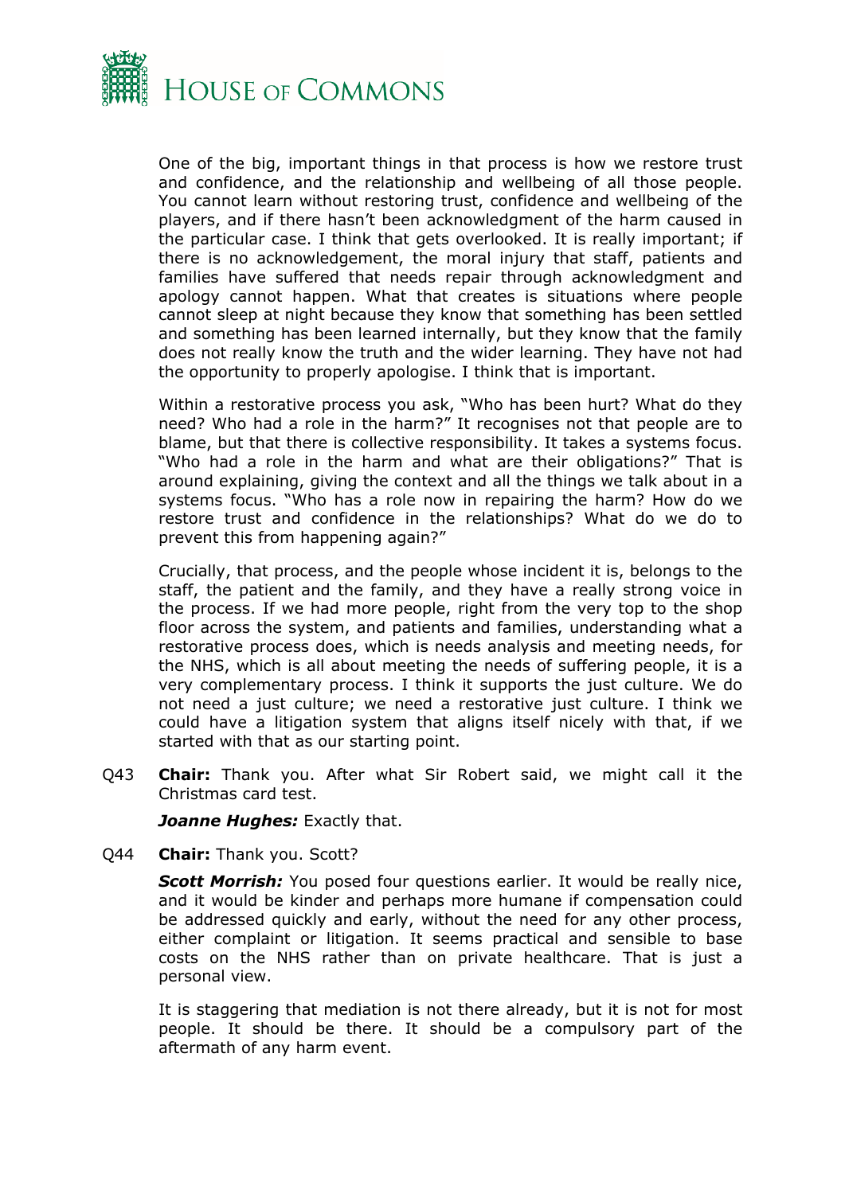One of the big, important things in that process is how we restore trust and confidence, and the relationship and wellbeing of all those people. You cannot learn without restoring trust, confidence and wellbeing of the players, and if there hasn't been acknowledgment of the harm caused in the particular case. I think that gets overlooked. It is really important; if there is no acknowledgement, the moral injury that staff, patients and families have suffered that needs repair through acknowledgment and apology cannot happen. What that creates is situations where people cannot sleep at night because they know that something has been settled and something has been learned internally, but they know that the family does not really know the truth and the wider learning. They have not had the opportunity to properly apologise. I think that is important.

Within a restorative process you ask, "Who has been hurt? What do they need? Who had a role in the harm?" It recognises not that people are to blame, but that there is collective responsibility. It takes a systems focus. "Who had a role in the harm and what are their obligations?" That is around explaining, giving the context and all the things we talk about in a systems focus. "Who has a role now in repairing the harm? How do we restore trust and confidence in the relationships? What do we do to prevent this from happening again?"

Crucially, that process, and the people whose incident it is, belongs to the staff, the patient and the family, and they have a really strong voice in the process. If we had more people, right from the very top to the shop floor across the system, and patients and families, understanding what a restorative process does, which is needs analysis and meeting needs, for the NHS, which is all about meeting the needs of suffering people, it is a very complementary process. I think it supports the just culture. We do not need a just culture; we need a restorative just culture. I think we could have a litigation system that aligns itself nicely with that, if we started with that as our starting point.

Q43 **Chair:** Thank you. After what Sir Robert said, we might call it the Christmas card test.

***Joanne Hughes:*** Exactly that.

Q44 **Chair:** Thank you. Scott?

***Scott Morrish:*** You posed four questions earlier. It would be really nice, and it would be kinder and perhaps more humane if compensation could be addressed quickly and early, without the need for any other process, either complaint or litigation. It seems practical and sensible to base costs on the NHS rather than on private healthcare. That is just a personal view.

It is staggering that mediation is not there already, but it is not for most people. It should be there. It should be a compulsory part of the aftermath of any harm event.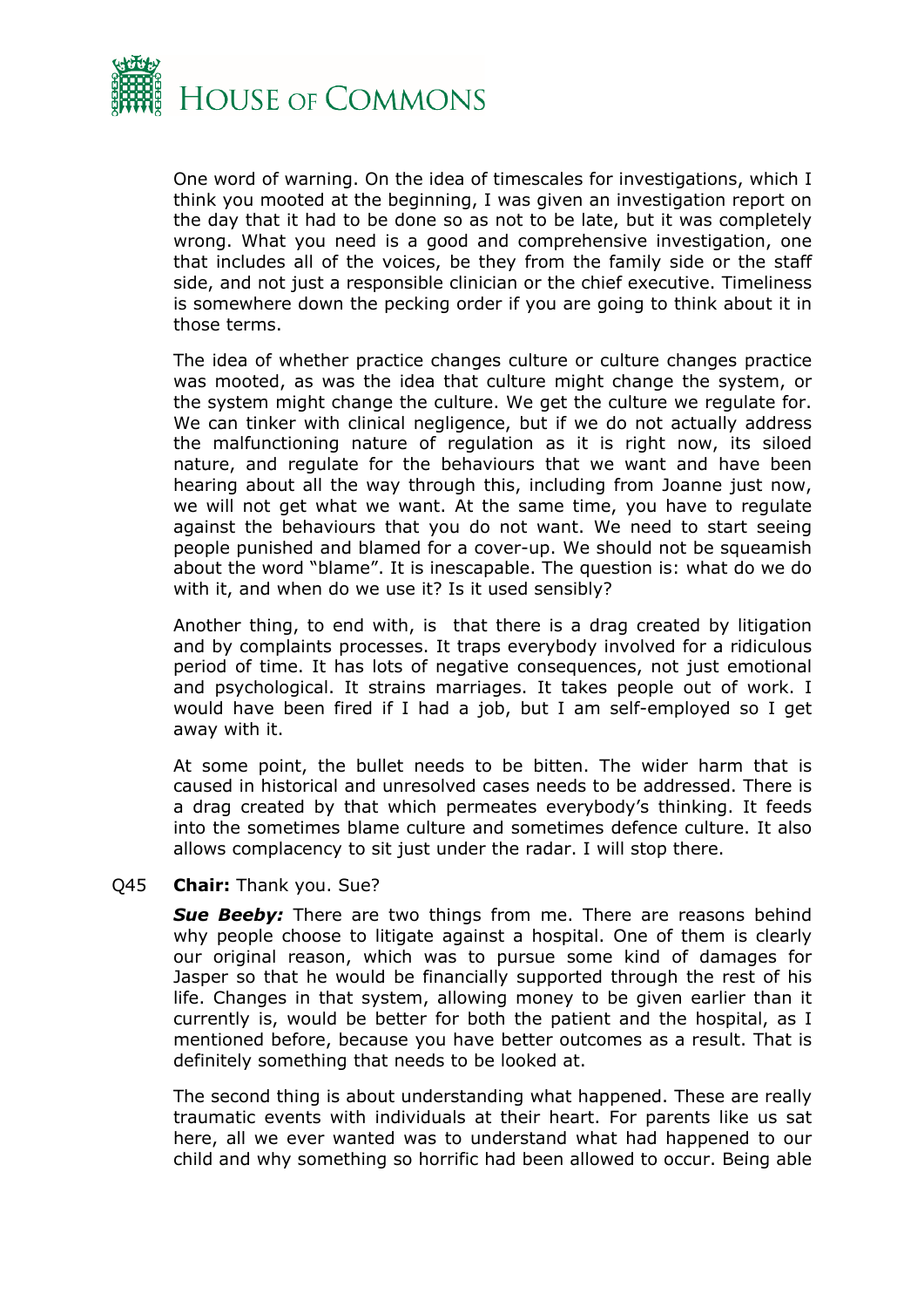One word of warning. On the idea of timescales for investigations, which I think you mooted at the beginning, I was given an investigation report on the day that it had to be done so as not to be late, but it was completely wrong. What you need is a good and comprehensive investigation, one that includes all of the voices, be they from the family side or the staff side, and not just a responsible clinician or the chief executive. Timeliness is somewhere down the pecking order if you are going to think about it in those terms.

The idea of whether practice changes culture or culture changes practice was mooted, as was the idea that culture might change the system, or the system might change the culture. We get the culture we regulate for. We can tinker with clinical negligence, but if we do not actually address the malfunctioning nature of regulation as it is right now, its siloed nature, and regulate for the behaviours that we want and have been hearing about all the way through this, including from Joanne just now, we will not get what we want. At the same time, you have to regulate against the behaviours that you do not want. We need to start seeing people punished and blamed for a cover-up. We should not be squeamish about the word "blame". It is inescapable. The question is: what do we do with it, and when do we use it? Is it used sensibly?

Another thing, to end with, is that there is a drag created by litigation and by complaints processes. It traps everybody involved for a ridiculous period of time. It has lots of negative consequences, not just emotional and psychological. It strains marriages. It takes people out of work. I would have been fired if I had a job, but I am self-employed so I get away with it.

At some point, the bullet needs to be bitten. The wider harm that is caused in historical and unresolved cases needs to be addressed. There is a drag created by that which permeates everybody's thinking. It feeds into the sometimes blame culture and sometimes defence culture. It also allows complacency to sit just under the radar. I will stop there.

Q45 **Chair:** Thank you. Sue?

***Sue Beeby:*** There are two things from me. There are reasons behind why people choose to litigate against a hospital. One of them is clearly our original reason, which was to pursue some kind of damages for Jasper so that he would be financially supported through the rest of his life. Changes in that system, allowing money to be given earlier than it currently is, would be better for both the patient and the hospital, as I mentioned before, because you have better outcomes as a result. That is definitely something that needs to be looked at.

The second thing is about understanding what happened. These are really traumatic events with individuals at their heart. For parents like us sat here, all we ever wanted was to understand what had happened to our child and why something so horrific had been allowed to occur. Being able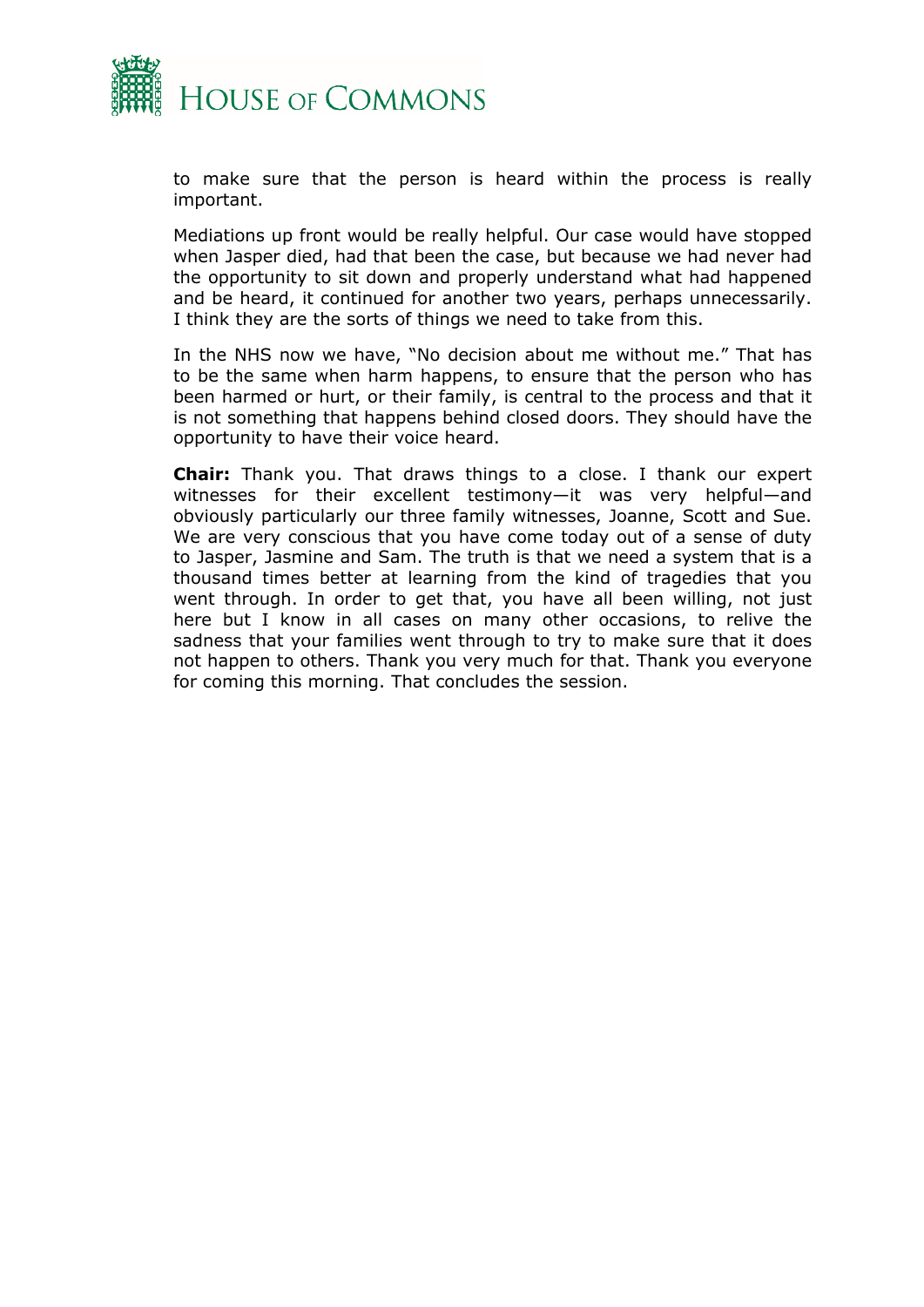to make sure that the person is heard within the process is really important.

Mediations up front would be really helpful. Our case would have stopped when Jasper died, had that been the case, but because we had never had the opportunity to sit down and properly understand what had happened and be heard, it continued for another two years, perhaps unnecessarily. I think they are the sorts of things we need to take from this.

In the NHS now we have, "No decision about me without me." That has to be the same when harm happens, to ensure that the person who has been harmed or hurt, or their family, is central to the process and that it is not something that happens behind closed doors. They should have the opportunity to have their voice heard.

**Chair:** Thank you. That draws things to a close. I thank our expert witnesses for their excellent testimony—it was very helpful—and obviously particularly our three family witnesses, Joanne, Scott and Sue. We are very conscious that you have come today out of a sense of duty to Jasper, Jasmine and Sam. The truth is that we need a system that is a thousand times better at learning from the kind of tragedies that you went through. In order to get that, you have all been willing, not just here but I know in all cases on many other occasions, to relive the sadness that your families went through to try to make sure that it does not happen to others. Thank you very much for that. Thank you everyone for coming this morning. That concludes the session.